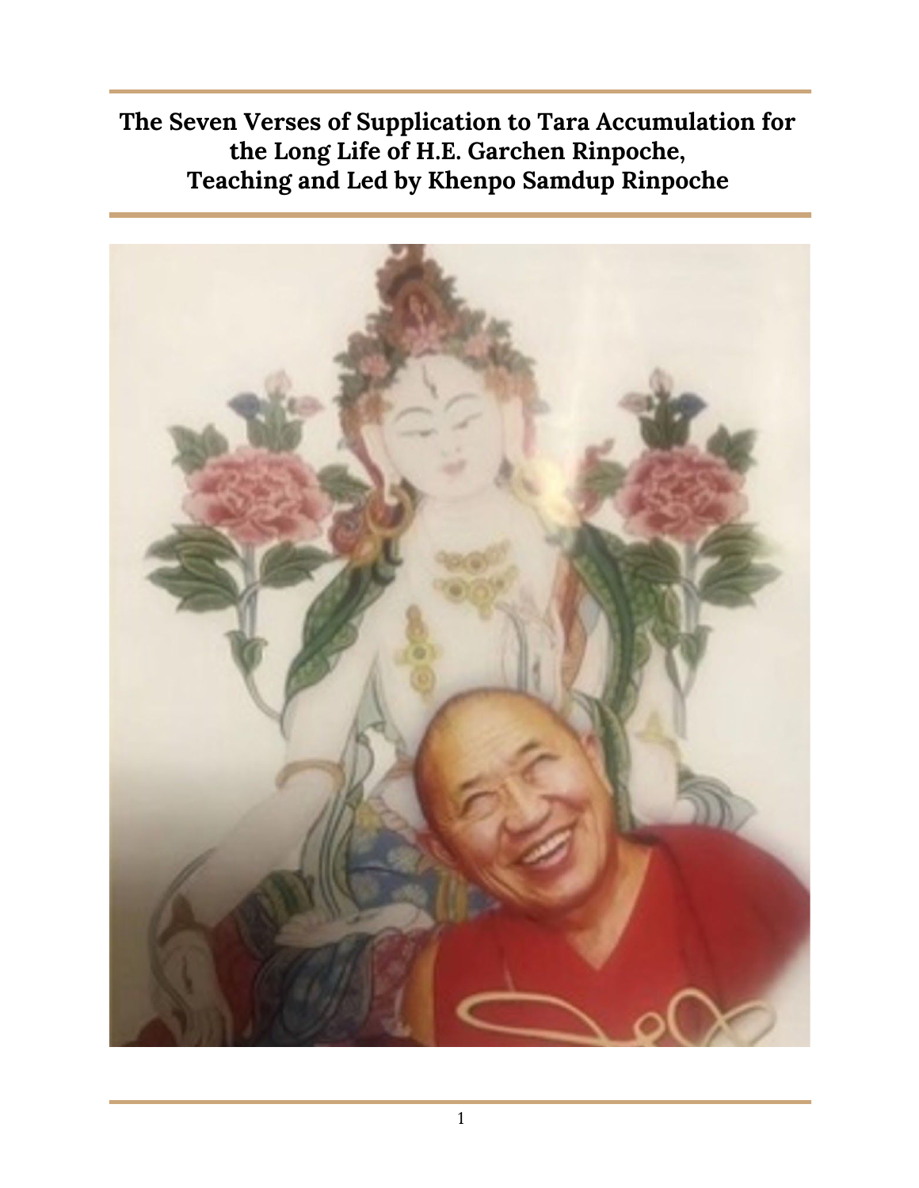# The Seven Verses of Supplication to Tara Accumulation for the Long Life of H.E. Garchen Rinpoche, Teaching and Led by Khenpo Samdup Rinpoche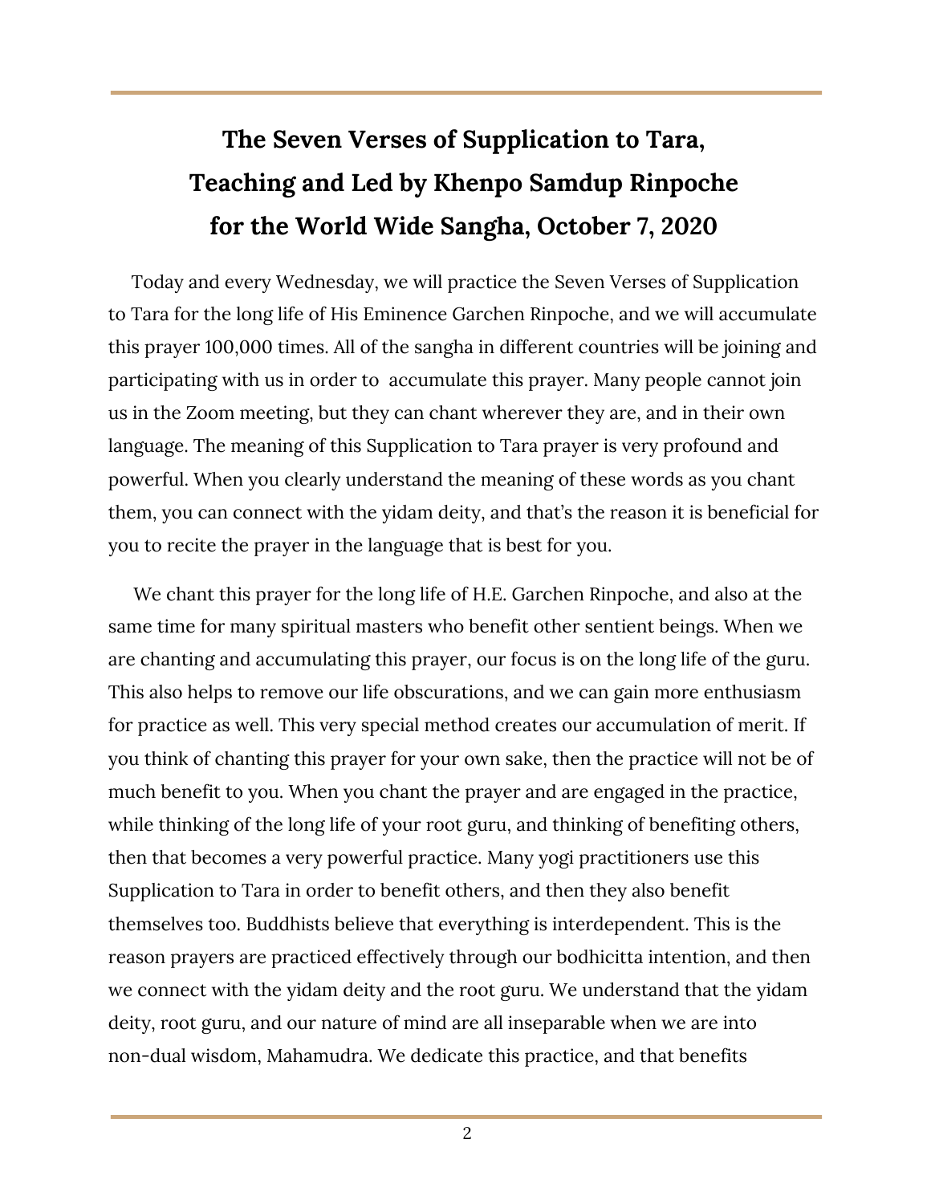# The Seven Verses of Supplication to Tara, Teaching and Led by Khenpo Samdup Rinpoche for the World Wide Sangha, October 7, 2020

Today and every Wednesday, we will practice the Seven Verses of Supplication to Tara for the long life of His Eminence Garchen Rinpoche, and we will accumulate this prayer 100,000 times. All of the sangha in different countries will be joining and participating with us in order to accumulate this prayer. Many people cannot join us in the Zoom meeting, but they can chant wherever they are, and in their own language. The meaning of this Supplication to Tara prayer is very profound and powerful. When you clearly understand the meaning of these words as you chant them, you can connect with the yidam deity, and that's the reason it is beneficial for you to recite the prayer in the language that is best for you.

We chant this prayer for the long life of H.E. Garchen Rinpoche, and also at the same time for many spiritual masters who benefit other sentient beings. When we are chanting and accumulating this prayer, our focus is on the long life of the guru. This also helps to remove our life obscurations, and we can gain more enthusiasm for practice as well. This very special method creates our accumulation of merit. If you think of chanting this prayer for your own sake, then the practice will not be of much benefit to you. When you chant the prayer and are engaged in the practice, while thinking of the long life of your root guru, and thinking of benefiting others, then that becomes a very powerful practice. Many yogi practitioners use this Supplication to Tara in order to benefit others, and then they also benefit themselves too. Buddhists believe that everything is interdependent. This is the reason prayers are practiced effectively through our bodhicitta intention, and then we connect with the yidam deity and the root guru. We understand that the yidam deity, root guru, and our nature of mind are all inseparable when we are into non-dual wisdom, Mahamudra. We dedicate this practice, and that benefits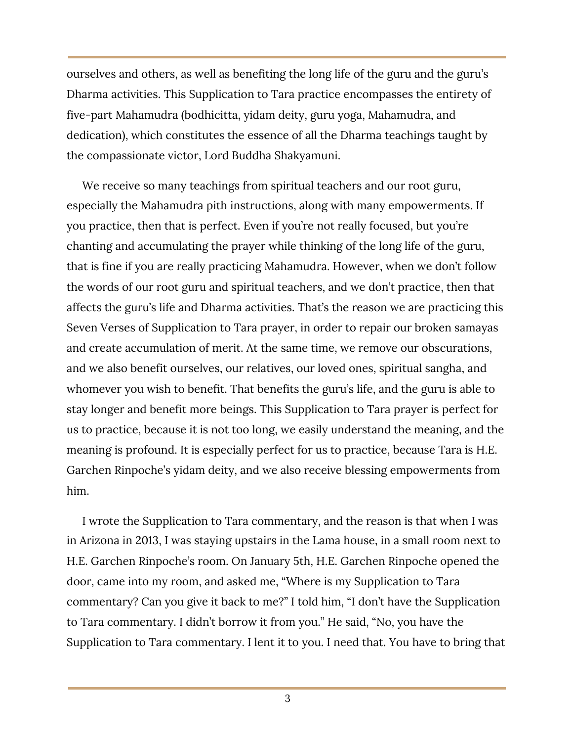ourselves and others, as well as benefiting the long life of the guru and the guru's Dharma activities. This Supplication to Tara practice encompasses the entirety of five-part Mahamudra (bodhicitta, yidam deity, guru yoga, Mahamudra, and dedication), which constitutes the essence of all the Dharma teachings taught by the compassionate victor, Lord Buddha Shakyamuni.

We receive so many teachings from spiritual teachers and our root guru, especially the Mahamudra pith instructions, along with many empowerments. If you practice, then that is perfect. Even if you're not really focused, but you're chanting and accumulating the prayer while thinking of the long life of the guru, that is fine if you are really practicing Mahamudra. However, when we don't follow the words of our root guru and spiritual teachers, and we don't practice, then that affects the guru's life and Dharma activities. That's the reason we are practicing this Seven Verses of Supplication to Tara prayer, in order to repair our broken samayas and create accumulation of merit. At the same time, we remove our obscurations, and we also benefit ourselves, our relatives, our loved ones, spiritual sangha, and whomever you wish to benefit. That benefits the guru's life, and the guru is able to stay longer and benefit more beings. This Supplication to Tara prayer is perfect for us to practice, because it is not too long, we easily understand the meaning, and the meaning is profound. It is especially perfect for us to practice, because Tara is H.E. Garchen Rinpoche's yidam deity, and we also receive blessing empowerments from him.

I wrote the Supplication to Tara commentary, and the reason is that when I was in Arizona in 2013, I was staying upstairs in the Lama house, in a small room next to H.E. Garchen Rinpoche's room. On January 5th, H.E. Garchen Rinpoche opened the door, came into my room, and asked me, "Where is my Supplication to Tara commentary? Can you give it back to me?" I told him, "I don't have the Supplication to Tara commentary. I didn't borrow it from you." He said, "No, you have the Supplication to Tara commentary. I lent it to you. I need that. You have to bring that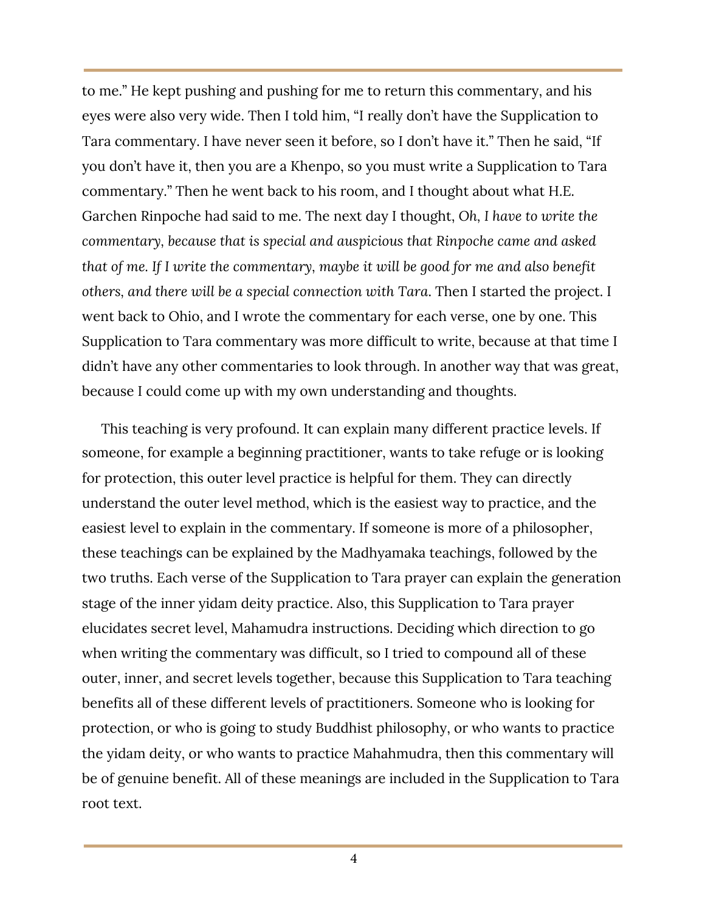to me." He kept pushing and pushing for me to return this commentary, and his eyes were also very wide. Then I told him, "I really don't have the Supplication to Tara commentary. I have never seen it before, so I don't have it." Then he said, "If you don't have it, then you are a Khenpo, so you must write a Supplication to Tara commentary." Then he went back to his room, and I thought about what H.E. Garchen Rinpoche had said to me. The next day I thought, *Oh, I have to write the commentary, because that is special and auspicious that Rinpoche came and asked that of me. If I write the commentary, maybe it will be good for me and also benefit others, and there will be a special connection with Tara.* Then I started the project. I went back to Ohio, and I wrote the commentary for each verse, one by one. This Supplication to Tara commentary was more difficult to write, because at that time I didn't have any other commentaries to look through. In another way that was great, because I could come up with my own understanding and thoughts.

This teaching is very profound. It can explain many different practice levels. If someone, for example a beginning practitioner, wants to take refuge or is looking for protection, this outer level practice is helpful for them. They can directly understand the outer level method, which is the easiest way to practice, and the easiest level to explain in the commentary. If someone is more of a philosopher, these teachings can be explained by the Madhyamaka teachings, followed by the two truths. Each verse of the Supplication to Tara prayer can explain the generation stage of the inner yidam deity practice. Also, this Supplication to Tara prayer elucidates secret level, Mahamudra instructions. Deciding which direction to go when writing the commentary was difficult, so I tried to compound all of these outer, inner, and secret levels together, because this Supplication to Tara teaching benefits all of these different levels of practitioners. Someone who is looking for protection, or who is going to study Buddhist philosophy, or who wants to practice the yidam deity, or who wants to practice Mahahmudra, then this commentary will be of genuine benefit. All of these meanings are included in the Supplication to Tara root text.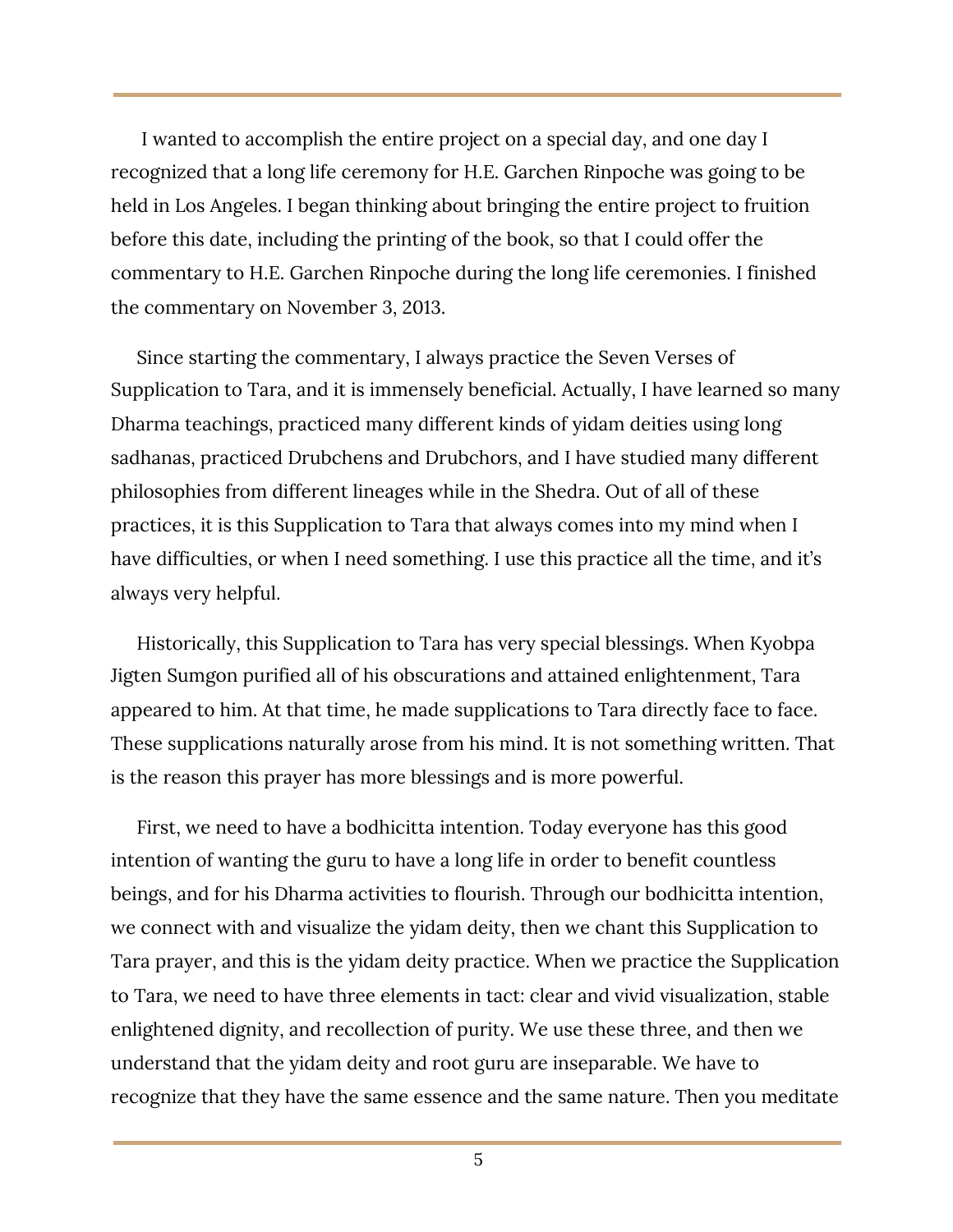I wanted to accomplish the entire project on a special day, and one day I recognized that a long life ceremony for H.E. Garchen Rinpoche was going to be held in Los Angeles. I began thinking about bringing the entire project to fruition before this date, including the printing of the book, so that I could offer the commentary to H.E. Garchen Rinpoche during the long life ceremonies. I finished the commentary on November 3, 2013.

Since starting the commentary, I always practice the Seven Verses of Supplication to Tara, and it is immensely beneficial. Actually, I have learned so many Dharma teachings, practiced many different kinds of yidam deities using long sadhanas, practiced Drubchens and Drubchors, and I have studied many different philosophies from different lineages while in the Shedra. Out of all of these practices, it is this Supplication to Tara that always comes into my mind when I have difficulties, or when I need something. I use this practice all the time, and it's always very helpful.

Historically, this Supplication to Tara has very special blessings. When Kyobpa Jigten Sumgon purified all of his obscurations and attained enlightenment, Tara appeared to him. At that time, he made supplications to Tara directly face to face. These supplications naturally arose from his mind. It is not something written. That is the reason this prayer has more blessings and is more powerful.

First, we need to have a bodhicitta intention. Today everyone has this good intention of wanting the guru to have a long life in order to benefit countless beings, and for his Dharma activities to flourish. Through our bodhicitta intention, we connect with and visualize the yidam deity, then we chant this Supplication to Tara prayer, and this is the yidam deity practice. When we practice the Supplication to Tara, we need to have three elements in tact: clear and vivid visualization, stable enlightened dignity, and recollection of purity. We use these three, and then we understand that the yidam deity and root guru are inseparable. We have to recognize that they have the same essence and the same nature. Then you meditate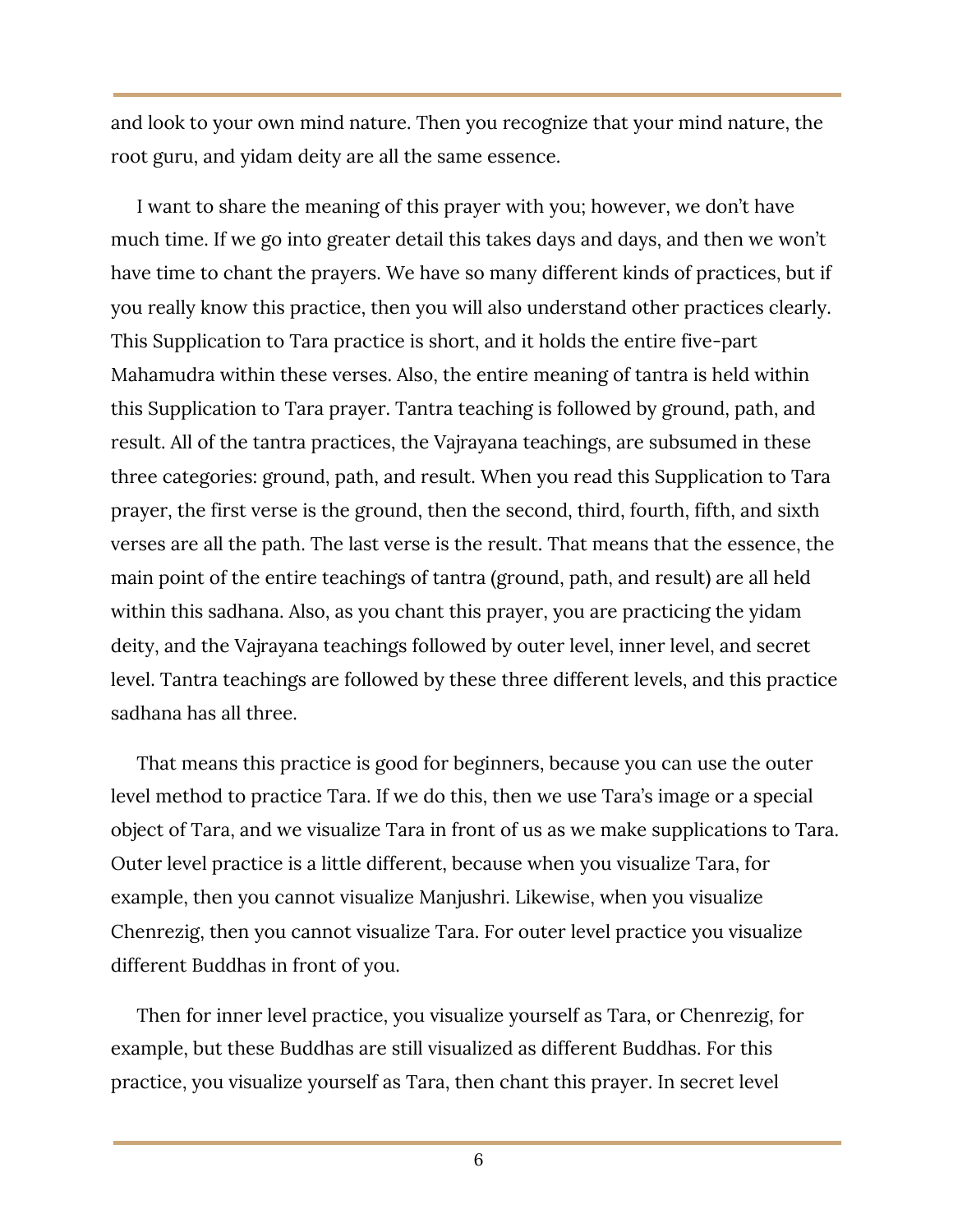and look to your own mind nature. Then you recognize that your mind nature, the root guru, and yidam deity are all the same essence.

I want to share the meaning of this prayer with you; however, we don't have much time. If we go into greater detail this takes days and days, and then we won't have time to chant the prayers. We have so many different kinds of practices, but if you really know this practice, then you will also understand other practices clearly. This Supplication to Tara practice is short, and it holds the entire five-part Mahamudra within these verses. Also, the entire meaning of tantra is held within this Supplication to Tara prayer. Tantra teaching is followed by ground, path, and result. All of the tantra practices, the Vajrayana teachings, are subsumed in these three categories: ground, path, and result. When you read this Supplication to Tara prayer, the first verse is the ground, then the second, third, fourth, fifth, and sixth verses are all the path. The last verse is the result. That means that the essence, the main point of the entire teachings of tantra (ground, path, and result) are all held within this sadhana. Also, as you chant this prayer, you are practicing the yidam deity, and the Vajrayana teachings followed by outer level, inner level, and secret level. Tantra teachings are followed by these three different levels, and this practice sadhana has all three.

That means this practice is good for beginners, because you can use the outer level method to practice Tara. If we do this, then we use Tara's image or a special object of Tara, and we visualize Tara in front of us as we make supplications to Tara. Outer level practice is a little different, because when you visualize Tara, for example, then you cannot visualize Manjushri. Likewise, when you visualize Chenrezig, then you cannot visualize Tara. For outer level practice you visualize different Buddhas in front of you.

Then for inner level practice, you visualize yourself as Tara, or Chenrezig, for example, but these Buddhas are still visualized as different Buddhas. For this practice, you visualize yourself as Tara, then chant this prayer. In secret level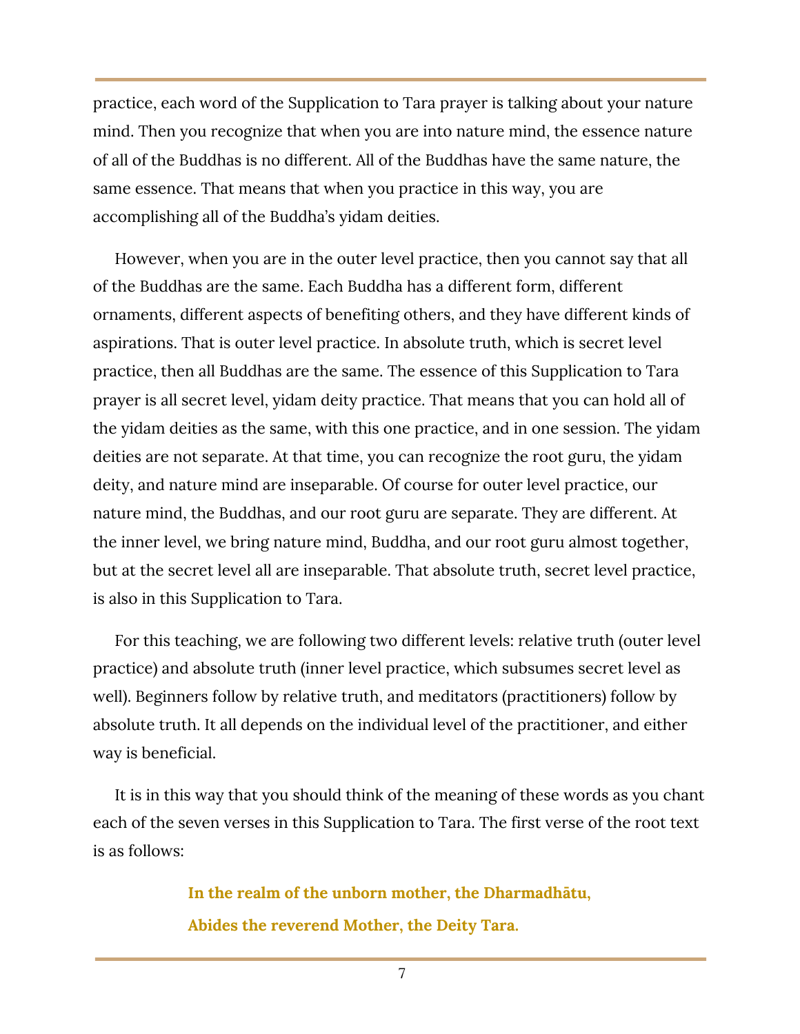practice, each word of the Supplication to Tara prayer is talking about your nature mind. Then you recognize that when you are into nature mind, the essence nature of all of the Buddhas is no different. All of the Buddhas have the same nature, the same essence. That means that when you practice in this way, you are accomplishing all of the Buddha's yidam deities.

However, when you are in the outer level practice, then you cannot say that all of the Buddhas are the same. Each Buddha has a different form, different ornaments, different aspects of benefiting others, and they have different kinds of aspirations. That is outer level practice. In absolute truth, which is secret level practice, then all Buddhas are the same. The essence of this Supplication to Tara prayer is all secret level, yidam deity practice. That means that you can hold all of the yidam deities as the same, with this one practice, and in one session. The yidam deities are not separate. At that time, you can recognize the root guru, the yidam deity, and nature mind are inseparable. Of course for outer level practice, our nature mind, the Buddhas, and our root guru are separate. They are different. At the inner level, we bring nature mind, Buddha, and our root guru almost together, but at the secret level all are inseparable. That absolute truth, secret level practice, is also in this Supplication to Tara.

For this teaching, we are following two different levels: relative truth (outer level practice) and absolute truth (inner level practice, which subsumes secret level as well). Beginners follow by relative truth, and meditators (practitioners) follow by absolute truth. It all depends on the individual level of the practitioner, and either way is beneficial.

It is in this way that you should think of the meaning of these words as you chant each of the seven verses in this Supplication to Tara. The first verse of the root text is as follows:

> **In the realm of the unborn mother, the Dharmadhātu,**
> **Abides the reverend Mother, the Deity Tara.**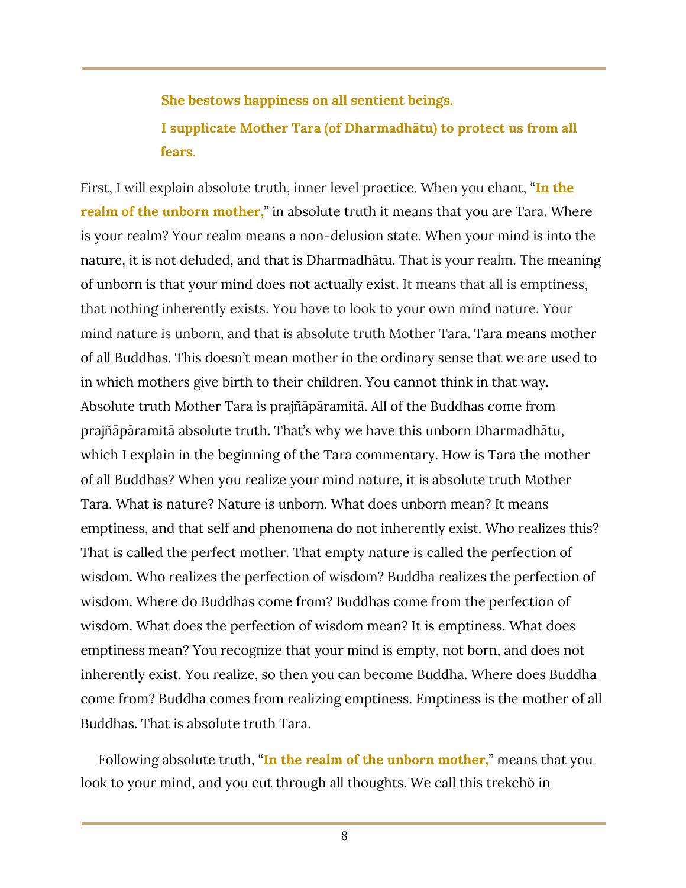> **She bestows happiness on all sentient beings.**
>
> **I supplicate Mother Tara (of Dharmadhātu) to protect us from all fears.**

First, I will explain absolute truth, inner level practice. When you chant, "**In the realm of the unborn mother,**" in absolute truth it means that you are Tara. Where is your realm? Your realm means a non-delusion state. When your mind is into the nature, it is not deluded, and that is Dharmadhātu. That is your realm. The meaning of unborn is that your mind does not actually exist. It means that all is emptiness, that nothing inherently exists. You have to look to your own mind nature. Your mind nature is unborn, and that is absolute truth Mother Tara. Tara means mother of all Buddhas. This doesn't mean mother in the ordinary sense that we are used to in which mothers give birth to their children. You cannot think in that way. Absolute truth Mother Tara is prajñāpāramitā. All of the Buddhas come from prajñāpāramitā absolute truth. That's why we have this unborn Dharmadhātu, which I explain in the beginning of the Tara commentary. How is Tara the mother of all Buddhas? When you realize your mind nature, it is absolute truth Mother Tara. What is nature? Nature is unborn. What does unborn mean? It means emptiness, and that self and phenomena do not inherently exist. Who realizes this? That is called the perfect mother. That empty nature is called the perfection of wisdom. Who realizes the perfection of wisdom? Buddha realizes the perfection of wisdom. Where do Buddhas come from? Buddhas come from the perfection of wisdom. What does the perfection of wisdom mean? It is emptiness. What does emptiness mean? You recognize that your mind is empty, not born, and does not inherently exist. You realize, so then you can become Buddha. Where does Buddha come from? Buddha comes from realizing emptiness. Emptiness is the mother of all Buddhas. That is absolute truth Tara.

Following absolute truth, "**In the realm of the unborn mother,**" means that you look to your mind, and you cut through all thoughts. We call this trekchö in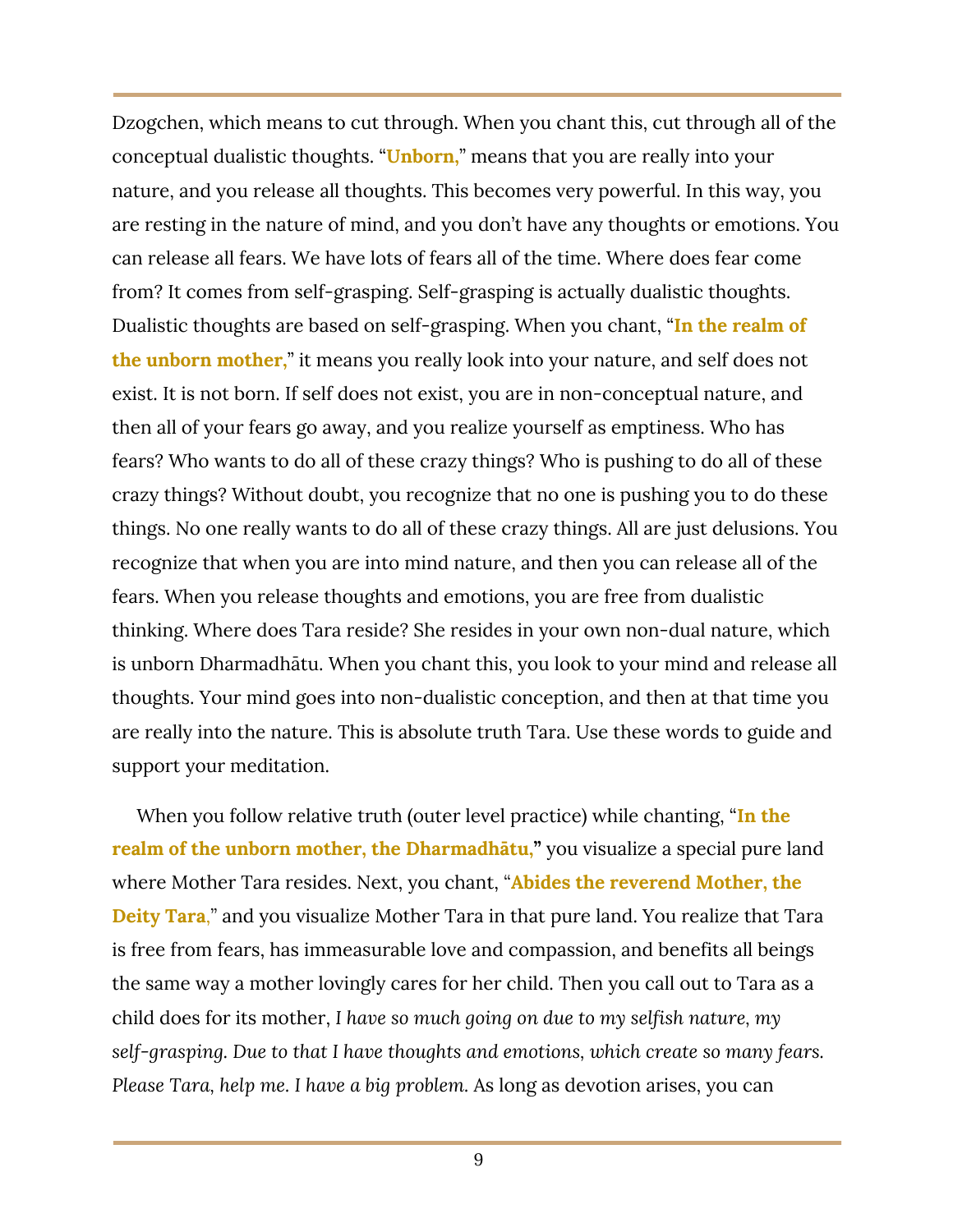Dzogchen, which means to cut through. When you chant this, cut through all of the conceptual dualistic thoughts. "**Unborn,**" means that you are really into your nature, and you release all thoughts. This becomes very powerful. In this way, you are resting in the nature of mind, and you don't have any thoughts or emotions. You can release all fears. We have lots of fears all of the time. Where does fear come from? It comes from self-grasping. Self-grasping is actually dualistic thoughts. Dualistic thoughts are based on self-grasping. When you chant, "**In the realm of the unborn mother,**" it means you really look into your nature, and self does not exist. It is not born. If self does not exist, you are in non-conceptual nature, and then all of your fears go away, and you realize yourself as emptiness. Who has fears? Who wants to do all of these crazy things? Who is pushing to do all of these crazy things? Without doubt, you recognize that no one is pushing you to do these things. No one really wants to do all of these crazy things. All are just delusions. You recognize that when you are into mind nature, and then you can release all of the fears. When you release thoughts and emotions, you are free from dualistic thinking. Where does Tara reside? She resides in your own non-dual nature, which is unborn Dharmadhātu. When you chant this, you look to your mind and release all thoughts. Your mind goes into non-dualistic conception, and then at that time you are really into the nature. This is absolute truth Tara. Use these words to guide and support your meditation.

When you follow relative truth (outer level practice) while chanting, "**In the realm of the unborn mother, the Dharmadhātu,**" you visualize a special pure land where Mother Tara resides. Next, you chant, "**Abides the reverend Mother, the Deity Tara,**" and you visualize Mother Tara in that pure land. You realize that Tara is free from fears, has immeasurable love and compassion, and benefits all beings the same way a mother lovingly cares for her child. Then you call out to Tara as a child does for its mother, *I have so much going on due to my selfish nature, my self-grasping. Due to that I have thoughts and emotions, which create so many fears. Please Tara, help me. I have a big problem.* As long as devotion arises, you can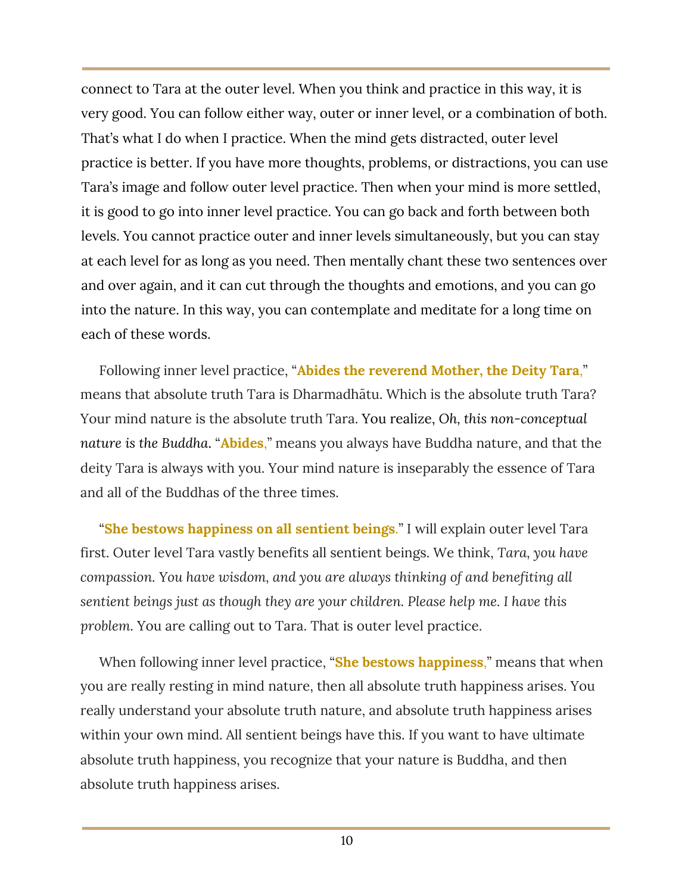connect to Tara at the outer level. When you think and practice in this way, it is very good. You can follow either way, outer or inner level, or a combination of both. That's what I do when I practice. When the mind gets distracted, outer level practice is better. If you have more thoughts, problems, or distractions, you can use Tara's image and follow outer level practice. Then when your mind is more settled, it is good to go into inner level practice. You can go back and forth between both levels. You cannot practice outer and inner levels simultaneously, but you can stay at each level for as long as you need. Then mentally chant these two sentences over and over again, and it can cut through the thoughts and emotions, and you can go into the nature. In this way, you can contemplate and meditate for a long time on each of these words.

Following inner level practice, "**Abides the reverend Mother, the Deity Tara**," means that absolute truth Tara is Dharmadhātu. Which is the absolute truth Tara? Your mind nature is the absolute truth Tara. You realize, *Oh, this non-conceptual nature is the Buddha.* "**Abides**," means you always have Buddha nature, and that the deity Tara is always with you. Your mind nature is inseparably the essence of Tara and all of the Buddhas of the three times.

"**She bestows happiness on all sentient beings**." I will explain outer level Tara first. Outer level Tara vastly benefits all sentient beings. We think, *Tara, you have compassion. You have wisdom, and you are always thinking of and benefiting all sentient beings just as though they are your children. Please help me. I have this problem.* You are calling out to Tara. That is outer level practice.

When following inner level practice, "**She bestows happiness**," means that when you are really resting in mind nature, then all absolute truth happiness arises. You really understand your absolute truth nature, and absolute truth happiness arises within your own mind. All sentient beings have this. If you want to have ultimate absolute truth happiness, you recognize that your nature is Buddha, and then absolute truth happiness arises.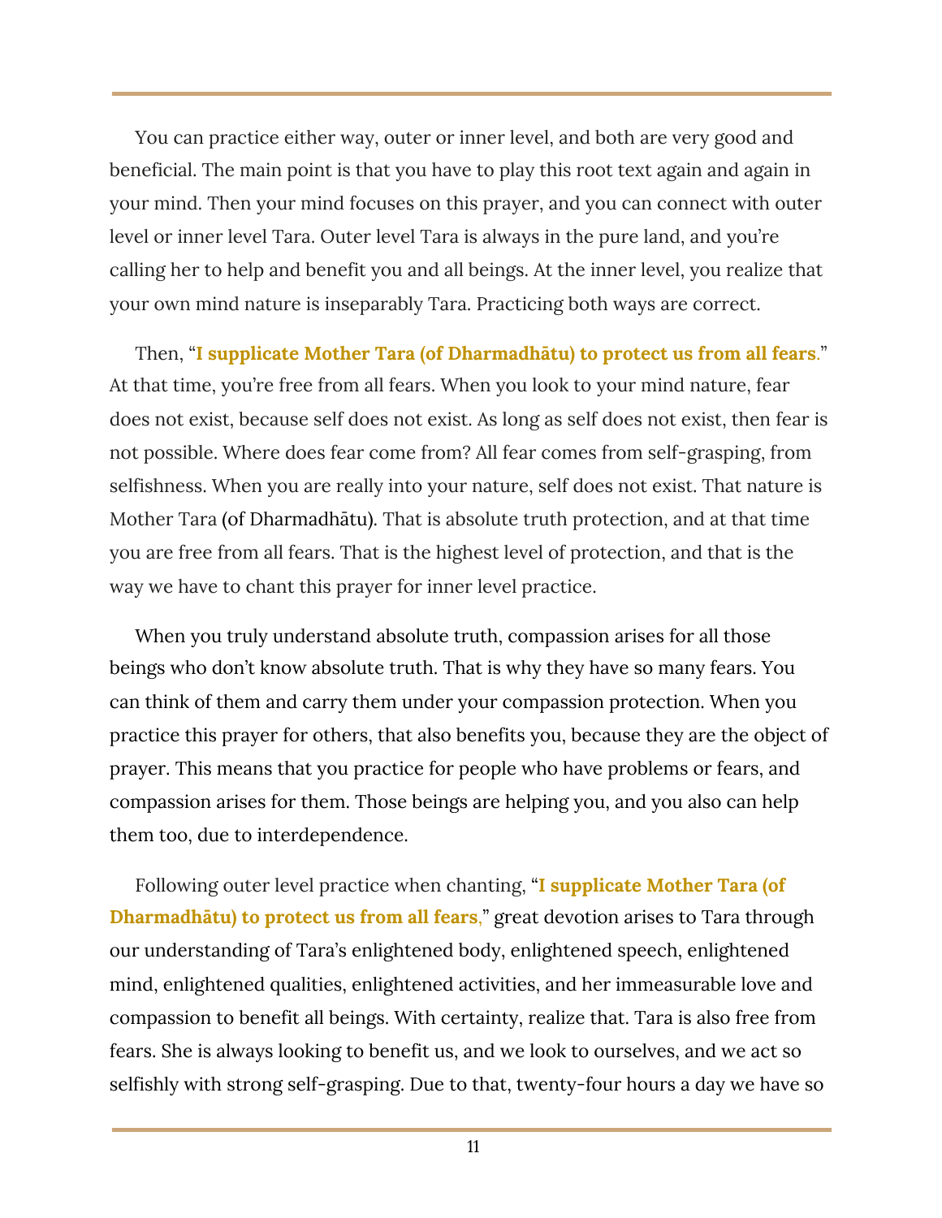You can practice either way, outer or inner level, and both are very good and beneficial. The main point is that you have to play this root text again and again in your mind. Then your mind focuses on this prayer, and you can connect with outer level or inner level Tara. Outer level Tara is always in the pure land, and you're calling her to help and benefit you and all beings. At the inner level, you realize that your own mind nature is inseparably Tara. Practicing both ways are correct.

Then, "**I supplicate Mother Tara (of Dharmadhātu) to protect us from all fears**." At that time, you're free from all fears. When you look to your mind nature, fear does not exist, because self does not exist. As long as self does not exist, then fear is not possible. Where does fear come from? All fear comes from self-grasping, from selfishness. When you are really into your nature, self does not exist. That nature is Mother Tara (of Dharmadhātu). That is absolute truth protection, and at that time you are free from all fears. That is the highest level of protection, and that is the way we have to chant this prayer for inner level practice.

When you truly understand absolute truth, compassion arises for all those beings who don't know absolute truth. That is why they have so many fears. You can think of them and carry them under your compassion protection. When you practice this prayer for others, that also benefits you, because they are the object of prayer. This means that you practice for people who have problems or fears, and compassion arises for them. Those beings are helping you, and you also can help them too, due to interdependence.

Following outer level practice when chanting, "**I supplicate Mother Tara (of Dharmadhātu) to protect us from all fears**," great devotion arises to Tara through our understanding of Tara's enlightened body, enlightened speech, enlightened mind, enlightened qualities, enlightened activities, and her immeasurable love and compassion to benefit all beings. With certainty, realize that. Tara is also free from fears. She is always looking to benefit us, and we look to ourselves, and we act so selfishly with strong self-grasping. Due to that, twenty-four hours a day we have so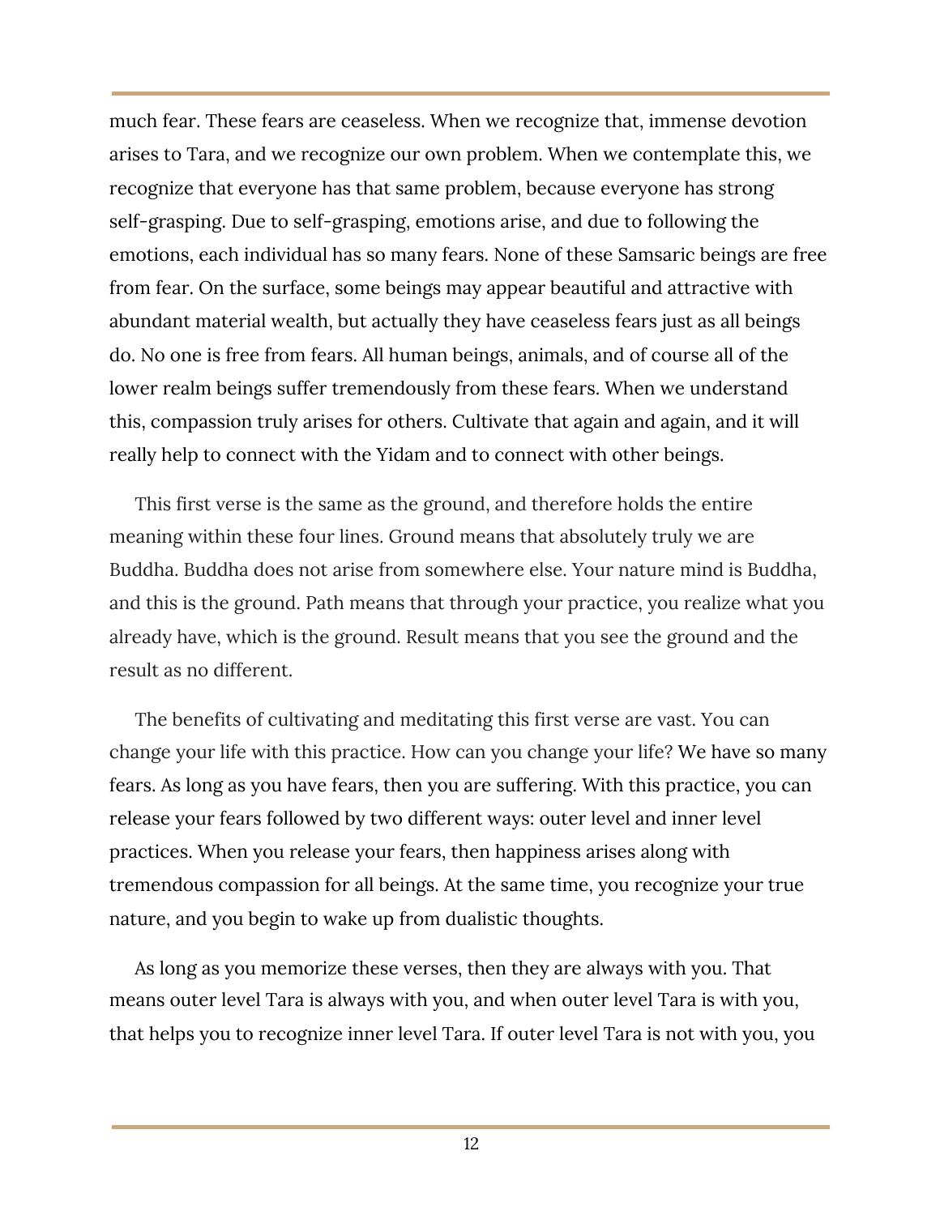much fear. These fears are ceaseless. When we recognize that, immense devotion arises to Tara, and we recognize our own problem. When we contemplate this, we recognize that everyone has that same problem, because everyone has strong self-grasping. Due to self-grasping, emotions arise, and due to following the emotions, each individual has so many fears. None of these Samsaric beings are free from fear. On the surface, some beings may appear beautiful and attractive with abundant material wealth, but actually they have ceaseless fears just as all beings do. No one is free from fears. All human beings, animals, and of course all of the lower realm beings suffer tremendously from these fears. When we understand this, compassion truly arises for others. Cultivate that again and again, and it will really help to connect with the Yidam and to connect with other beings.

This first verse is the same as the ground, and therefore holds the entire meaning within these four lines. Ground means that absolutely truly we are Buddha. Buddha does not arise from somewhere else. Your nature mind is Buddha, and this is the ground. Path means that through your practice, you realize what you already have, which is the ground. Result means that you see the ground and the result as no different.

The benefits of cultivating and meditating this first verse are vast. You can change your life with this practice. How can you change your life? We have so many fears. As long as you have fears, then you are suffering. With this practice, you can release your fears followed by two different ways: outer level and inner level practices. When you release your fears, then happiness arises along with tremendous compassion for all beings. At the same time, you recognize your true nature, and you begin to wake up from dualistic thoughts.

As long as you memorize these verses, then they are always with you. That means outer level Tara is always with you, and when outer level Tara is with you, that helps you to recognize inner level Tara. If outer level Tara is not with you, you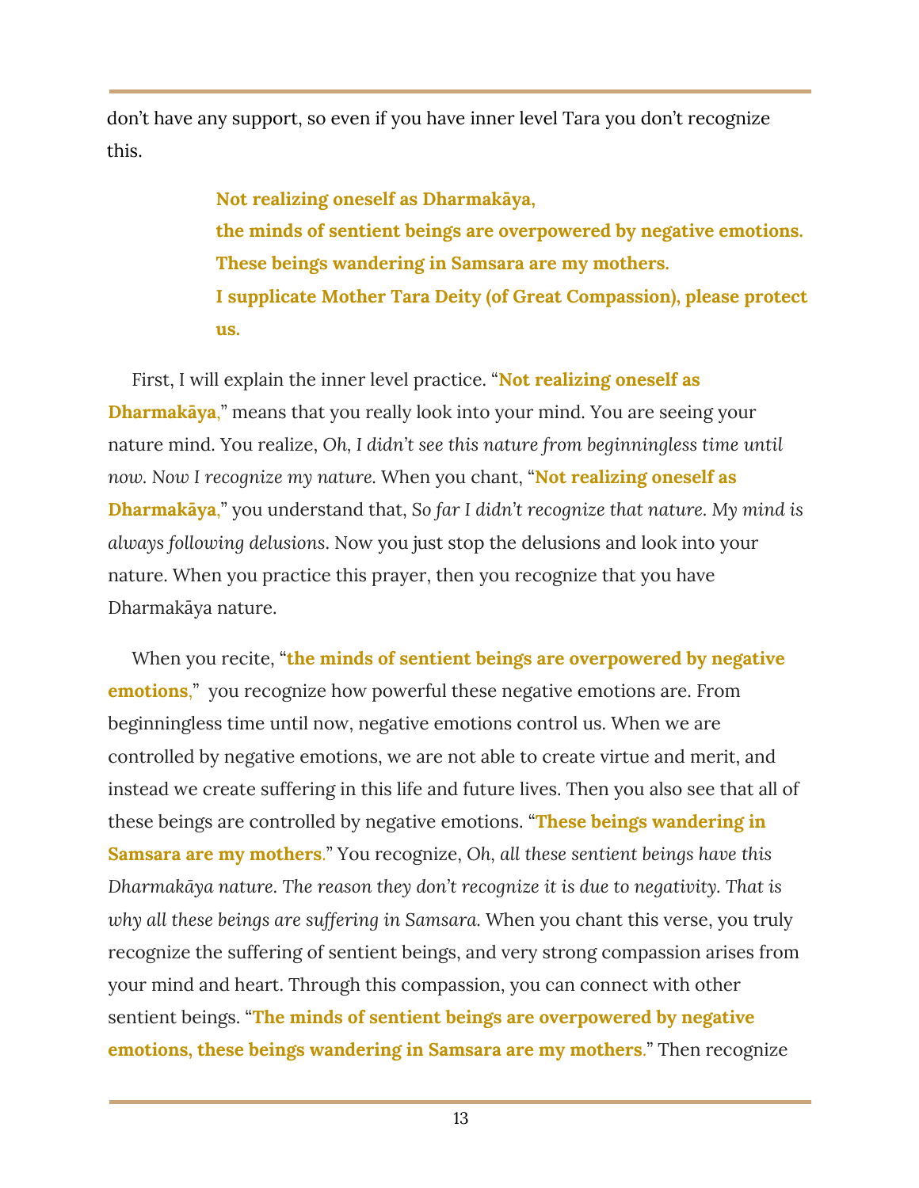don't have any support, so even if you have inner level Tara you don't recognize this.

> **Not realizing oneself as Dharmakāya,**
> **the minds of sentient beings are overpowered by negative emotions.**
> **These beings wandering in Samsara are my mothers.**
> **I supplicate Mother Tara Deity (of Great Compassion), please protect us.**

First, I will explain the inner level practice. "**Not realizing oneself as Dharmakāya**," means that you really look into your mind. You are seeing your nature mind. You realize, *Oh, I didn't see this nature from beginningless time until now. Now I recognize my nature.* When you chant, "**Not realizing oneself as Dharmakāya**," you understand that, *So far I didn't recognize that nature. My mind is always following delusions*. Now you just stop the delusions and look into your nature. When you practice this prayer, then you recognize that you have Dharmakāya nature.

When you recite, "**the minds of sentient beings are overpowered by negative emotions**," you recognize how powerful these negative emotions are. From beginningless time until now, negative emotions control us. When we are controlled by negative emotions, we are not able to create virtue and merit, and instead we create suffering in this life and future lives. Then you also see that all of these beings are controlled by negative emotions. "**These beings wandering in Samsara are my mothers**." You recognize, *Oh, all these sentient beings have this Dharmakāya nature. The reason they don't recognize it is due to negativity. That is why all these beings are suffering in Samsara.* When you chant this verse, you truly recognize the suffering of sentient beings, and very strong compassion arises from your mind and heart. Through this compassion, you can connect with other sentient beings. "**The minds of sentient beings are overpowered by negative emotions, these beings wandering in Samsara are my mothers**." Then recognize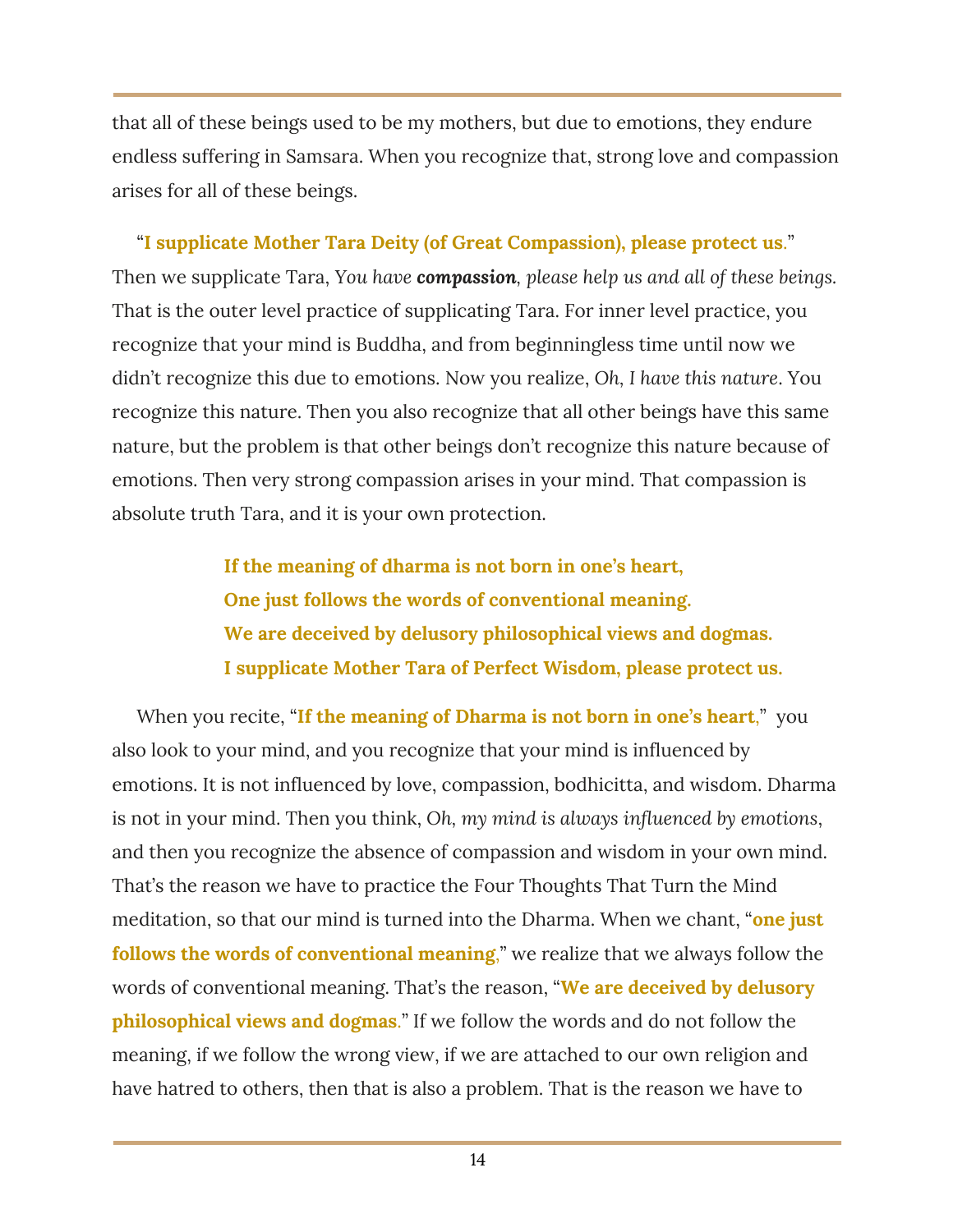that all of these beings used to be my mothers, but due to emotions, they endure endless suffering in Samsara. When you recognize that, strong love and compassion arises for all of these beings.

"**I supplicate Mother Tara Deity (of Great Compassion), please protect us**." Then we supplicate Tara, *You have **compassion**, please help us and all of these beings.* That is the outer level practice of supplicating Tara. For inner level practice, you recognize that your mind is Buddha, and from beginningless time until now we didn't recognize this due to emotions. Now you realize, *Oh, I have this nature*. You recognize this nature. Then you also recognize that all other beings have this same nature, but the problem is that other beings don't recognize this nature because of emotions. Then very strong compassion arises in your mind. That compassion is absolute truth Tara, and it is your own protection.

> **If the meaning of dharma is not born in one's heart,**
> **One just follows the words of conventional meaning.**
> **We are deceived by delusory philosophical views and dogmas.**
> **I supplicate Mother Tara of Perfect Wisdom, please protect us.**

When you recite, "**If the meaning of Dharma is not born in one's heart**," you also look to your mind, and you recognize that your mind is influenced by emotions. It is not influenced by love, compassion, bodhicitta, and wisdom. Dharma is not in your mind. Then you think, *Oh, my mind is always influenced by emotions*, and then you recognize the absence of compassion and wisdom in your own mind. That's the reason we have to practice the Four Thoughts That Turn the Mind meditation, so that our mind is turned into the Dharma. When we chant, "**one just follows the words of conventional meaning**," we realize that we always follow the words of conventional meaning. That's the reason, "**We are deceived by delusory philosophical views and dogmas**." If we follow the words and do not follow the meaning, if we follow the wrong view, if we are attached to our own religion and have hatred to others, then that is also a problem. That is the reason we have to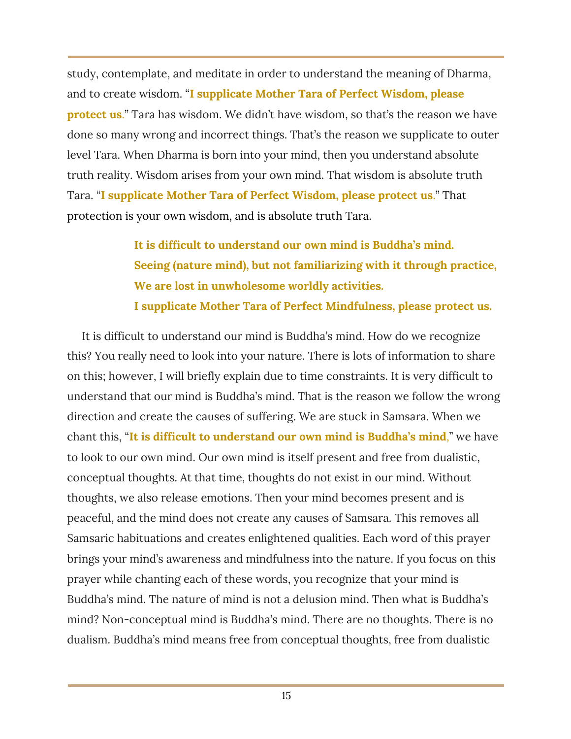study, contemplate, and meditate in order to understand the meaning of Dharma, and to create wisdom. "**I supplicate Mother Tara of Perfect Wisdom, please protect us**." Tara has wisdom. We didn't have wisdom, so that's the reason we have done so many wrong and incorrect things. That's the reason we supplicate to outer level Tara. When Dharma is born into your mind, then you understand absolute truth reality. Wisdom arises from your own mind. That wisdom is absolute truth Tara. "**I supplicate Mother Tara of Perfect Wisdom, please protect us**." That protection is your own wisdom, and is absolute truth Tara.

> **It is difficult to understand our own mind is Buddha's mind.**
> **Seeing (nature mind), but not familiarizing with it through practice,**
> **We are lost in unwholesome worldly activities.**
> **I supplicate Mother Tara of Perfect Mindfulness, please protect us.**

It is difficult to understand our mind is Buddha's mind. How do we recognize this? You really need to look into your nature. There is lots of information to share on this; however, I will briefly explain due to time constraints. It is very difficult to understand that our mind is Buddha's mind. That is the reason we follow the wrong direction and create the causes of suffering. We are stuck in Samsara. When we chant this, "**It is difficult to understand our own mind is Buddha's mind**," we have to look to our own mind. Our own mind is itself present and free from dualistic, conceptual thoughts. At that time, thoughts do not exist in our mind. Without thoughts, we also release emotions. Then your mind becomes present and is peaceful, and the mind does not create any causes of Samsara. This removes all Samsaric habituations and creates enlightened qualities. Each word of this prayer brings your mind's awareness and mindfulness into the nature. If you focus on this prayer while chanting each of these words, you recognize that your mind is Buddha's mind. The nature of mind is not a delusion mind. Then what is Buddha's mind? Non-conceptual mind is Buddha's mind. There are no thoughts. There is no dualism. Buddha's mind means free from conceptual thoughts, free from dualistic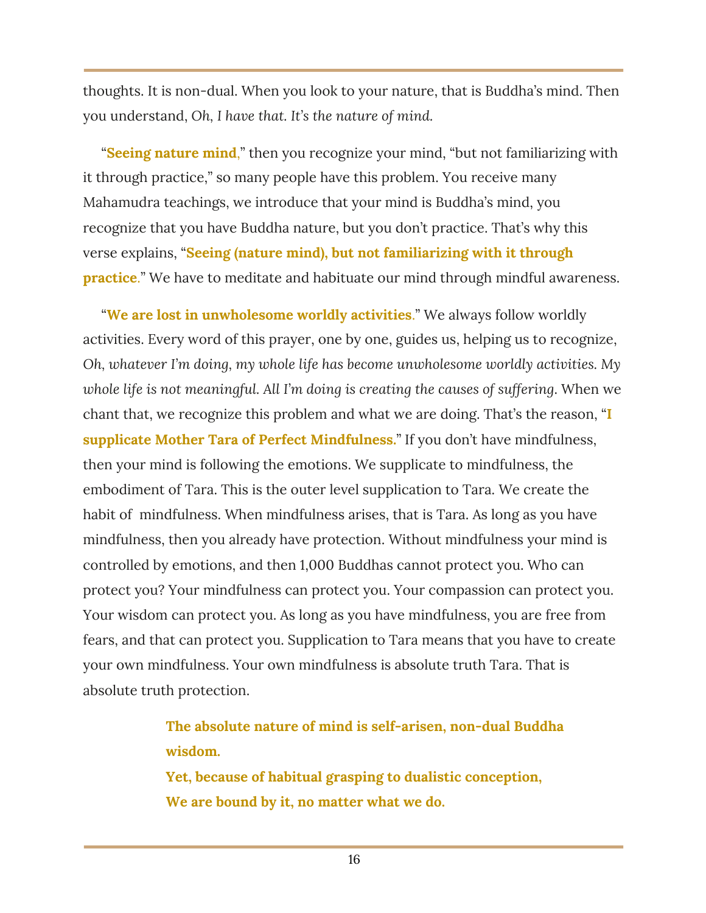thoughts. It is non-dual. When you look to your nature, that is Buddha's mind. Then you understand, *Oh, I have that. It's the nature of mind.*

"**Seeing nature mind**," then you recognize your mind, "but not familiarizing with it through practice," so many people have this problem. You receive many Mahamudra teachings, we introduce that your mind is Buddha's mind, you recognize that you have Buddha nature, but you don't practice. That's why this verse explains, "**Seeing (nature mind), but not familiarizing with it through practice**." We have to meditate and habituate our mind through mindful awareness.

"**We are lost in unwholesome worldly activities**." We always follow worldly activities. Every word of this prayer, one by one, guides us, helping us to recognize, *Oh, whatever I'm doing, my whole life has become unwholesome worldly activities. My whole life is not meaningful. All I'm doing is creating the causes of suffering*. When we chant that, we recognize this problem and what we are doing. That's the reason, "**I supplicate Mother Tara of Perfect Mindfulness.**" If you don't have mindfulness, then your mind is following the emotions. We supplicate to mindfulness, the embodiment of Tara. This is the outer level supplication to Tara. We create the habit of mindfulness. When mindfulness arises, that is Tara. As long as you have mindfulness, then you already have protection. Without mindfulness your mind is controlled by emotions, and then 1,000 Buddhas cannot protect you. Who can protect you? Your mindfulness can protect you. Your compassion can protect you. Your wisdom can protect you. As long as you have mindfulness, you are free from fears, and that can protect you. Supplication to Tara means that you have to create your own mindfulness. Your own mindfulness is absolute truth Tara. That is absolute truth protection.

> **The absolute nature of mind is self-arisen, non-dual Buddha wisdom.**
> **Yet, because of habitual grasping to dualistic conception,**
> **We are bound by it, no matter what we do.**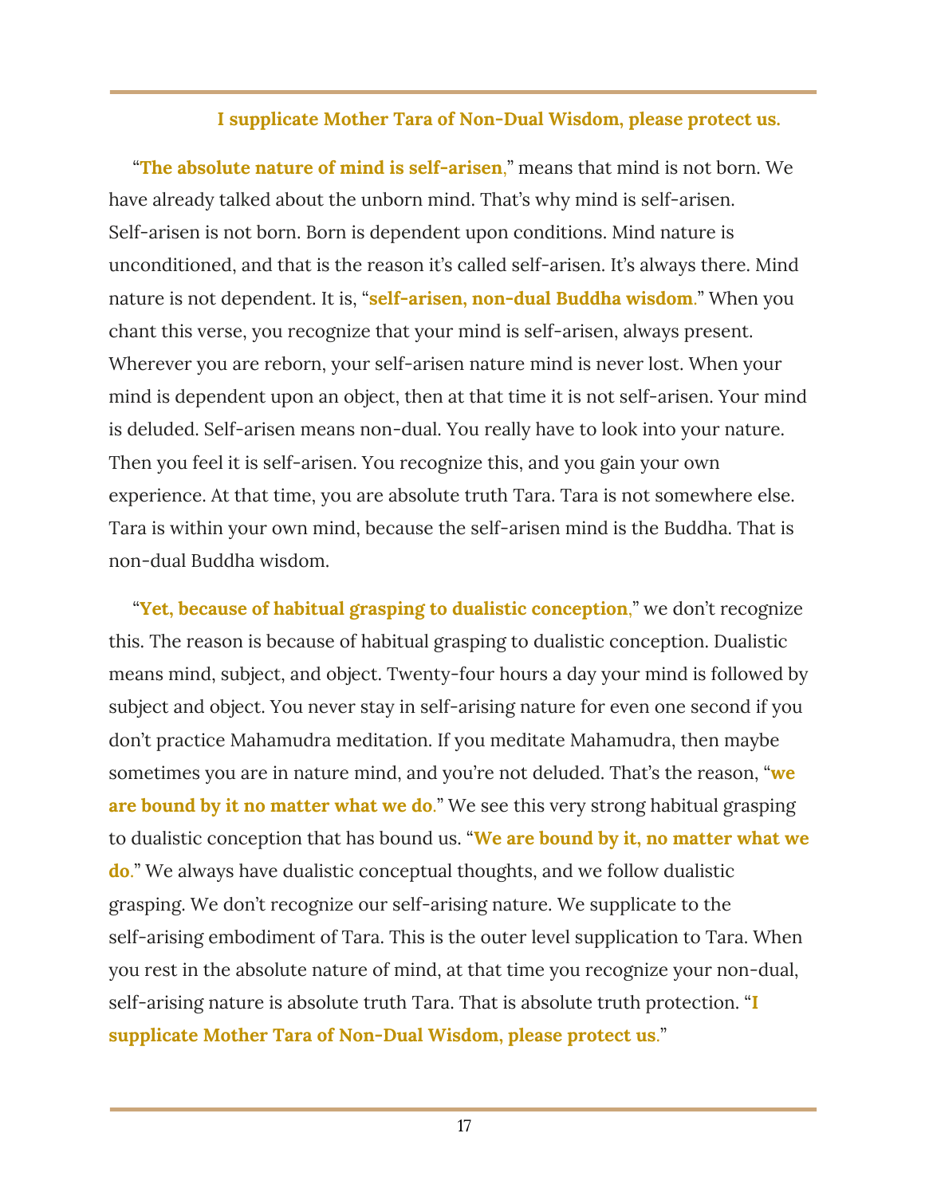**I supplicate Mother Tara of Non-Dual Wisdom, please protect us.**

"**The absolute nature of mind is self-arisen**," means that mind is not born. We have already talked about the unborn mind. That's why mind is self-arisen. Self-arisen is not born. Born is dependent upon conditions. Mind nature is unconditioned, and that is the reason it's called self-arisen. It's always there. Mind nature is not dependent. It is, "**self-arisen, non-dual Buddha wisdom**." When you chant this verse, you recognize that your mind is self-arisen, always present. Wherever you are reborn, your self-arisen nature mind is never lost. When your mind is dependent upon an object, then at that time it is not self-arisen. Your mind is deluded. Self-arisen means non-dual. You really have to look into your nature. Then you feel it is self-arisen. You recognize this, and you gain your own experience. At that time, you are absolute truth Tara. Tara is not somewhere else. Tara is within your own mind, because the self-arisen mind is the Buddha. That is non-dual Buddha wisdom.

"**Yet, because of habitual grasping to dualistic conception**," we don't recognize this. The reason is because of habitual grasping to dualistic conception. Dualistic means mind, subject, and object. Twenty-four hours a day your mind is followed by subject and object. You never stay in self-arising nature for even one second if you don't practice Mahamudra meditation. If you meditate Mahamudra, then maybe sometimes you are in nature mind, and you're not deluded. That's the reason, "**we are bound by it no matter what we do**." We see this very strong habitual grasping to dualistic conception that has bound us. "**We are bound by it, no matter what we do**." We always have dualistic conceptual thoughts, and we follow dualistic grasping. We don't recognize our self-arising nature. We supplicate to the self-arising embodiment of Tara. This is the outer level supplication to Tara. When you rest in the absolute nature of mind, at that time you recognize your non-dual, self-arising nature is absolute truth Tara. That is absolute truth protection. "**I supplicate Mother Tara of Non-Dual Wisdom, please protect us**."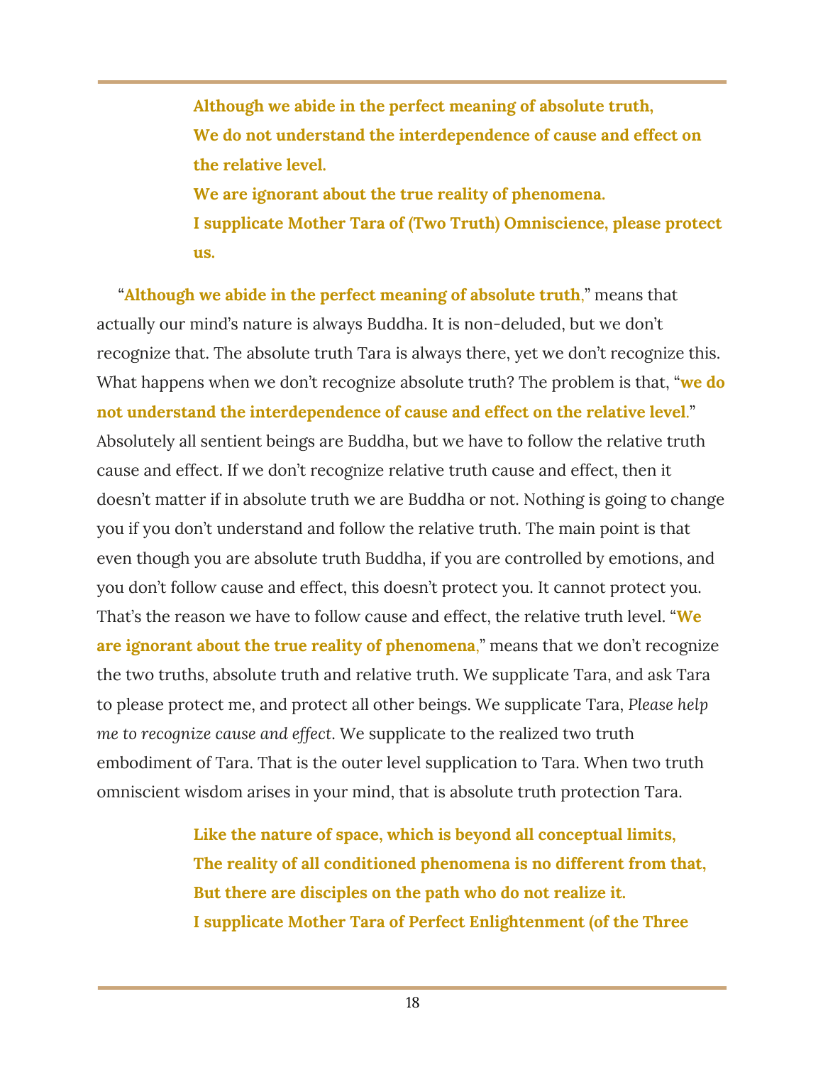**Although we abide in the perfect meaning of absolute truth,**
**We do not understand the interdependence of cause and effect on the relative level.**
**We are ignorant about the true reality of phenomena.**
**I supplicate Mother Tara of (Two Truth) Omniscience, please protect us.**

"**Although we abide in the perfect meaning of absolute truth**," means that actually our mind's nature is always Buddha. It is non-deluded, but we don't recognize that. The absolute truth Tara is always there, yet we don't recognize this. What happens when we don't recognize absolute truth? The problem is that, "**we do not understand the interdependence of cause and effect on the relative level**." Absolutely all sentient beings are Buddha, but we have to follow the relative truth cause and effect. If we don't recognize relative truth cause and effect, then it doesn't matter if in absolute truth we are Buddha or not. Nothing is going to change you if you don't understand and follow the relative truth. The main point is that even though you are absolute truth Buddha, if you are controlled by emotions, and you don't follow cause and effect, this doesn't protect you. It cannot protect you. That's the reason we have to follow cause and effect, the relative truth level. "**We are ignorant about the true reality of phenomena**," means that we don't recognize the two truths, absolute truth and relative truth. We supplicate Tara, and ask Tara to please protect me, and protect all other beings. We supplicate Tara, *Please help me to recognize cause and effect*. We supplicate to the realized two truth embodiment of Tara. That is the outer level supplication to Tara. When two truth omniscient wisdom arises in your mind, that is absolute truth protection Tara.

**Like the nature of space, which is beyond all conceptual limits,**
**The reality of all conditioned phenomena is no different from that,**
**But there are disciples on the path who do not realize it.**
**I supplicate Mother Tara of Perfect Enlightenment (of the Three**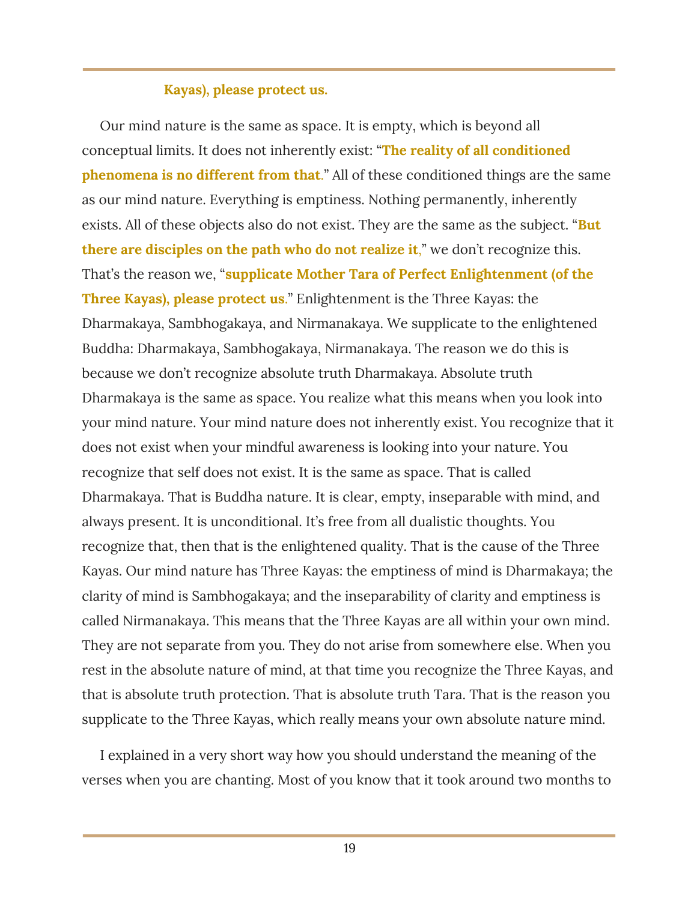**Kayas), please protect us.**

Our mind nature is the same as space. It is empty, which is beyond all conceptual limits. It does not inherently exist: "**The reality of all conditioned phenomena is no different from that**." All of these conditioned things are the same as our mind nature. Everything is emptiness. Nothing permanently, inherently exists. All of these objects also do not exist. They are the same as the subject. "**But there are disciples on the path who do not realize it**," we don't recognize this. That's the reason we, "**supplicate Mother Tara of Perfect Enlightenment (of the Three Kayas), please protect us**." Enlightenment is the Three Kayas: the Dharmakaya, Sambhogakaya, and Nirmanakaya. We supplicate to the enlightened Buddha: Dharmakaya, Sambhogakaya, Nirmanakaya. The reason we do this is because we don't recognize absolute truth Dharmakaya. Absolute truth Dharmakaya is the same as space. You realize what this means when you look into your mind nature. Your mind nature does not inherently exist. You recognize that it does not exist when your mindful awareness is looking into your nature. You recognize that self does not exist. It is the same as space. That is called Dharmakaya. That is Buddha nature. It is clear, empty, inseparable with mind, and always present. It is unconditional. It's free from all dualistic thoughts. You recognize that, then that is the enlightened quality. That is the cause of the Three Kayas. Our mind nature has Three Kayas: the emptiness of mind is Dharmakaya; the clarity of mind is Sambhogakaya; and the inseparability of clarity and emptiness is called Nirmanakaya. This means that the Three Kayas are all within your own mind. They are not separate from you. They do not arise from somewhere else. When you rest in the absolute nature of mind, at that time you recognize the Three Kayas, and that is absolute truth protection. That is absolute truth Tara. That is the reason you supplicate to the Three Kayas, which really means your own absolute nature mind.

I explained in a very short way how you should understand the meaning of the verses when you are chanting. Most of you know that it took around two months to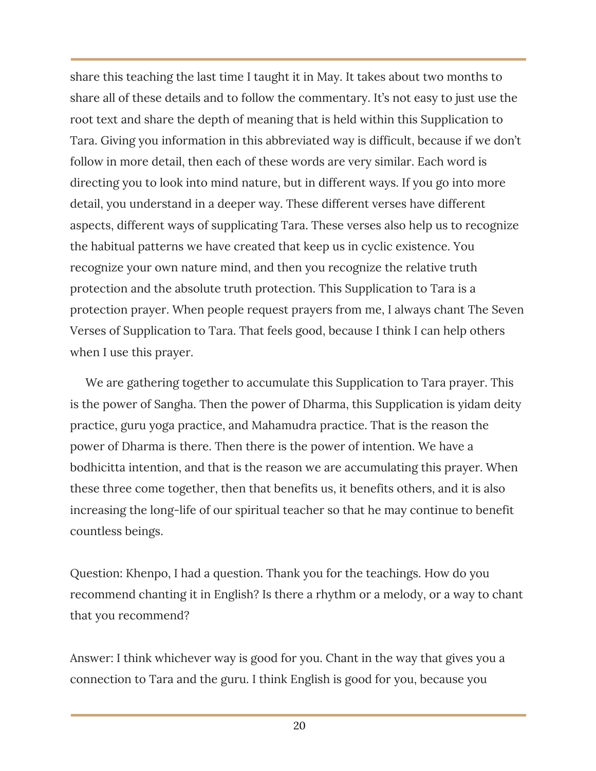share this teaching the last time I taught it in May. It takes about two months to share all of these details and to follow the commentary. It's not easy to just use the root text and share the depth of meaning that is held within this Supplication to Tara. Giving you information in this abbreviated way is difficult, because if we don't follow in more detail, then each of these words are very similar. Each word is directing you to look into mind nature, but in different ways. If you go into more detail, you understand in a deeper way. These different verses have different aspects, different ways of supplicating Tara. These verses also help us to recognize the habitual patterns we have created that keep us in cyclic existence. You recognize your own nature mind, and then you recognize the relative truth protection and the absolute truth protection. This Supplication to Tara is a protection prayer. When people request prayers from me, I always chant The Seven Verses of Supplication to Tara. That feels good, because I think I can help others when I use this prayer.

We are gathering together to accumulate this Supplication to Tara prayer. This is the power of Sangha. Then the power of Dharma, this Supplication is yidam deity practice, guru yoga practice, and Mahamudra practice. That is the reason the power of Dharma is there. Then there is the power of intention. We have a bodhicitta intention, and that is the reason we are accumulating this prayer. When these three come together, then that benefits us, it benefits others, and it is also increasing the long-life of our spiritual teacher so that he may continue to benefit countless beings.

Question: Khenpo, I had a question. Thank you for the teachings. How do you recommend chanting it in English? Is there a rhythm or a melody, or a way to chant that you recommend?

Answer: I think whichever way is good for you. Chant in the way that gives you a connection to Tara and the guru. I think English is good for you, because you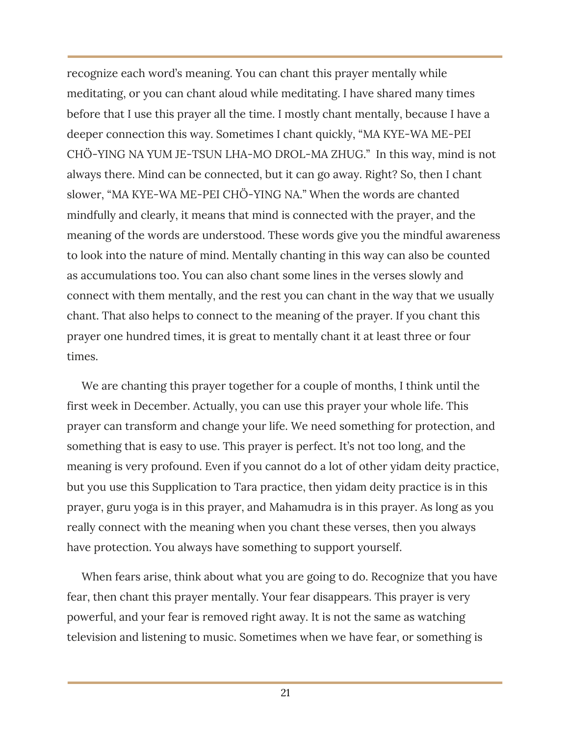recognize each word's meaning. You can chant this prayer mentally while meditating, or you can chant aloud while meditating. I have shared many times before that I use this prayer all the time. I mostly chant mentally, because I have a deeper connection this way. Sometimes I chant quickly, "MA KYE-WA ME-PEI CHÖ-YING NA YUM JE-TSUN LHA-MO DROL-MA ZHUG." In this way, mind is not always there. Mind can be connected, but it can go away. Right? So, then I chant slower, "MA KYE-WA ME-PEI CHÖ-YING NA." When the words are chanted mindfully and clearly, it means that mind is connected with the prayer, and the meaning of the words are understood. These words give you the mindful awareness to look into the nature of mind. Mentally chanting in this way can also be counted as accumulations too. You can also chant some lines in the verses slowly and connect with them mentally, and the rest you can chant in the way that we usually chant. That also helps to connect to the meaning of the prayer. If you chant this prayer one hundred times, it is great to mentally chant it at least three or four times.

We are chanting this prayer together for a couple of months, I think until the first week in December. Actually, you can use this prayer your whole life. This prayer can transform and change your life. We need something for protection, and something that is easy to use. This prayer is perfect. It's not too long, and the meaning is very profound. Even if you cannot do a lot of other yidam deity practice, but you use this Supplication to Tara practice, then yidam deity practice is in this prayer, guru yoga is in this prayer, and Mahamudra is in this prayer. As long as you really connect with the meaning when you chant these verses, then you always have protection. You always have something to support yourself.

When fears arise, think about what you are going to do. Recognize that you have fear, then chant this prayer mentally. Your fear disappears. This prayer is very powerful, and your fear is removed right away. It is not the same as watching television and listening to music. Sometimes when we have fear, or something is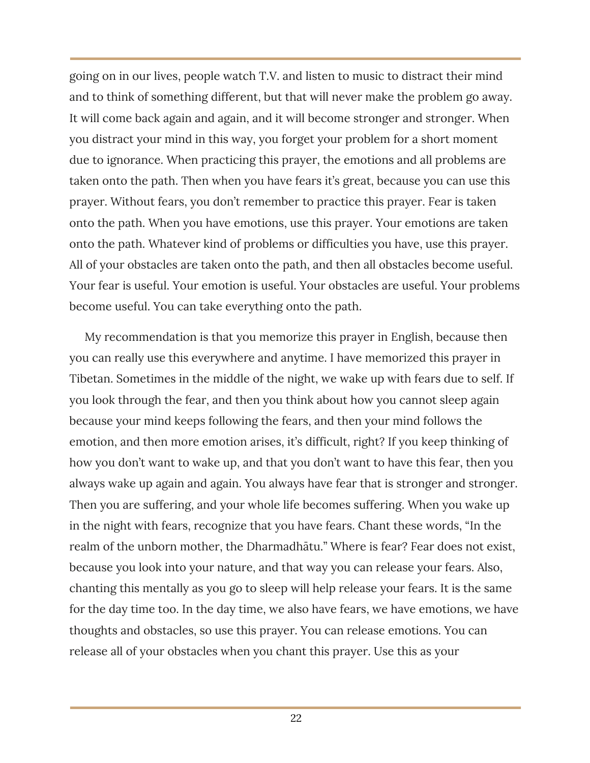going on in our lives, people watch T.V. and listen to music to distract their mind and to think of something different, but that will never make the problem go away. It will come back again and again, and it will become stronger and stronger. When you distract your mind in this way, you forget your problem for a short moment due to ignorance. When practicing this prayer, the emotions and all problems are taken onto the path. Then when you have fears it's great, because you can use this prayer. Without fears, you don't remember to practice this prayer. Fear is taken onto the path. When you have emotions, use this prayer. Your emotions are taken onto the path. Whatever kind of problems or difficulties you have, use this prayer. All of your obstacles are taken onto the path, and then all obstacles become useful. Your fear is useful. Your emotion is useful. Your obstacles are useful. Your problems become useful. You can take everything onto the path.

My recommendation is that you memorize this prayer in English, because then you can really use this everywhere and anytime. I have memorized this prayer in Tibetan. Sometimes in the middle of the night, we wake up with fears due to self. If you look through the fear, and then you think about how you cannot sleep again because your mind keeps following the fears, and then your mind follows the emotion, and then more emotion arises, it's difficult, right? If you keep thinking of how you don't want to wake up, and that you don't want to have this fear, then you always wake up again and again. You always have fear that is stronger and stronger. Then you are suffering, and your whole life becomes suffering. When you wake up in the night with fears, recognize that you have fears. Chant these words, "In the realm of the unborn mother, the Dharmadhātu." Where is fear? Fear does not exist, because you look into your nature, and that way you can release your fears. Also, chanting this mentally as you go to sleep will help release your fears. It is the same for the day time too. In the day time, we also have fears, we have emotions, we have thoughts and obstacles, so use this prayer. You can release emotions. You can release all of your obstacles when you chant this prayer. Use this as your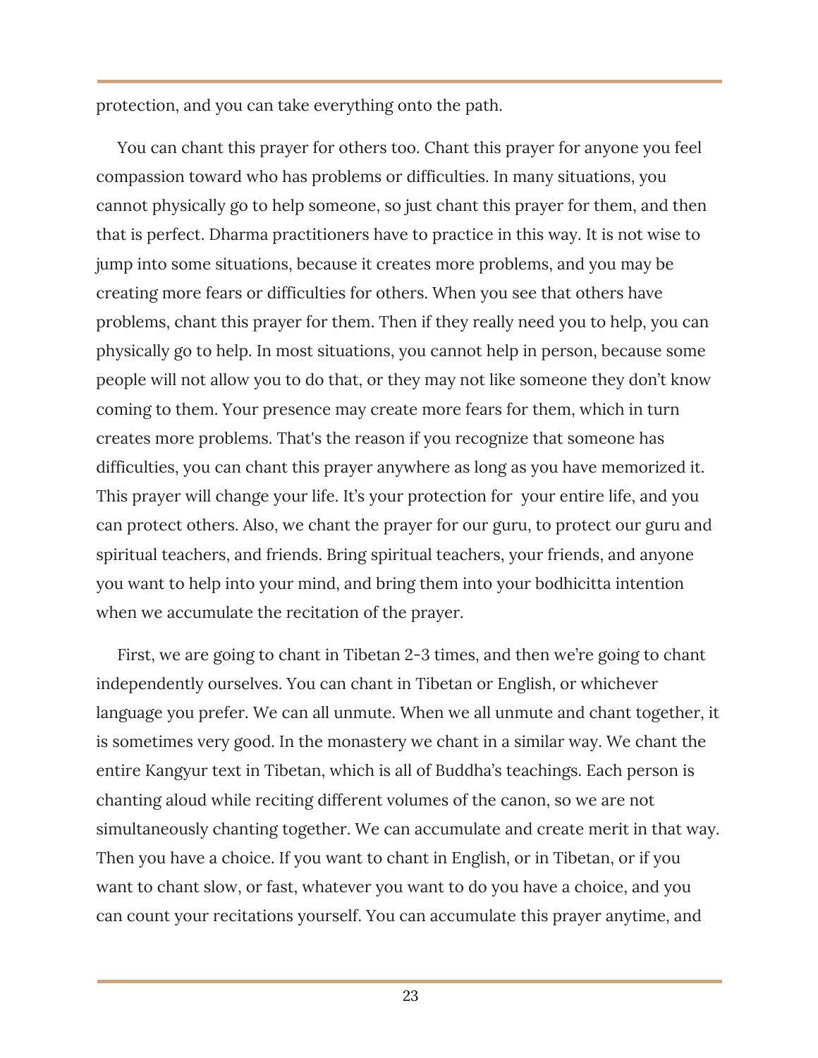protection, and you can take everything onto the path.

You can chant this prayer for others too. Chant this prayer for anyone you feel compassion toward who has problems or difficulties. In many situations, you cannot physically go to help someone, so just chant this prayer for them, and then that is perfect. Dharma practitioners have to practice in this way. It is not wise to jump into some situations, because it creates more problems, and you may be creating more fears or difficulties for others. When you see that others have problems, chant this prayer for them. Then if they really need you to help, you can physically go to help. In most situations, you cannot help in person, because some people will not allow you to do that, or they may not like someone they don't know coming to them. Your presence may create more fears for them, which in turn creates more problems. That's the reason if you recognize that someone has difficulties, you can chant this prayer anywhere as long as you have memorized it. This prayer will change your life. It's your protection for your entire life, and you can protect others. Also, we chant the prayer for our guru, to protect our guru and spiritual teachers, and friends. Bring spiritual teachers, your friends, and anyone you want to help into your mind, and bring them into your bodhicitta intention when we accumulate the recitation of the prayer.

First, we are going to chant in Tibetan 2-3 times, and then we're going to chant independently ourselves. You can chant in Tibetan or English, or whichever language you prefer. We can all unmute. When we all unmute and chant together, it is sometimes very good. In the monastery we chant in a similar way. We chant the entire Kangyur text in Tibetan, which is all of Buddha's teachings. Each person is chanting aloud while reciting different volumes of the canon, so we are not simultaneously chanting together. We can accumulate and create merit in that way. Then you have a choice. If you want to chant in English, or in Tibetan, or if you want to chant slow, or fast, whatever you want to do you have a choice, and you can count your recitations yourself. You can accumulate this prayer anytime, and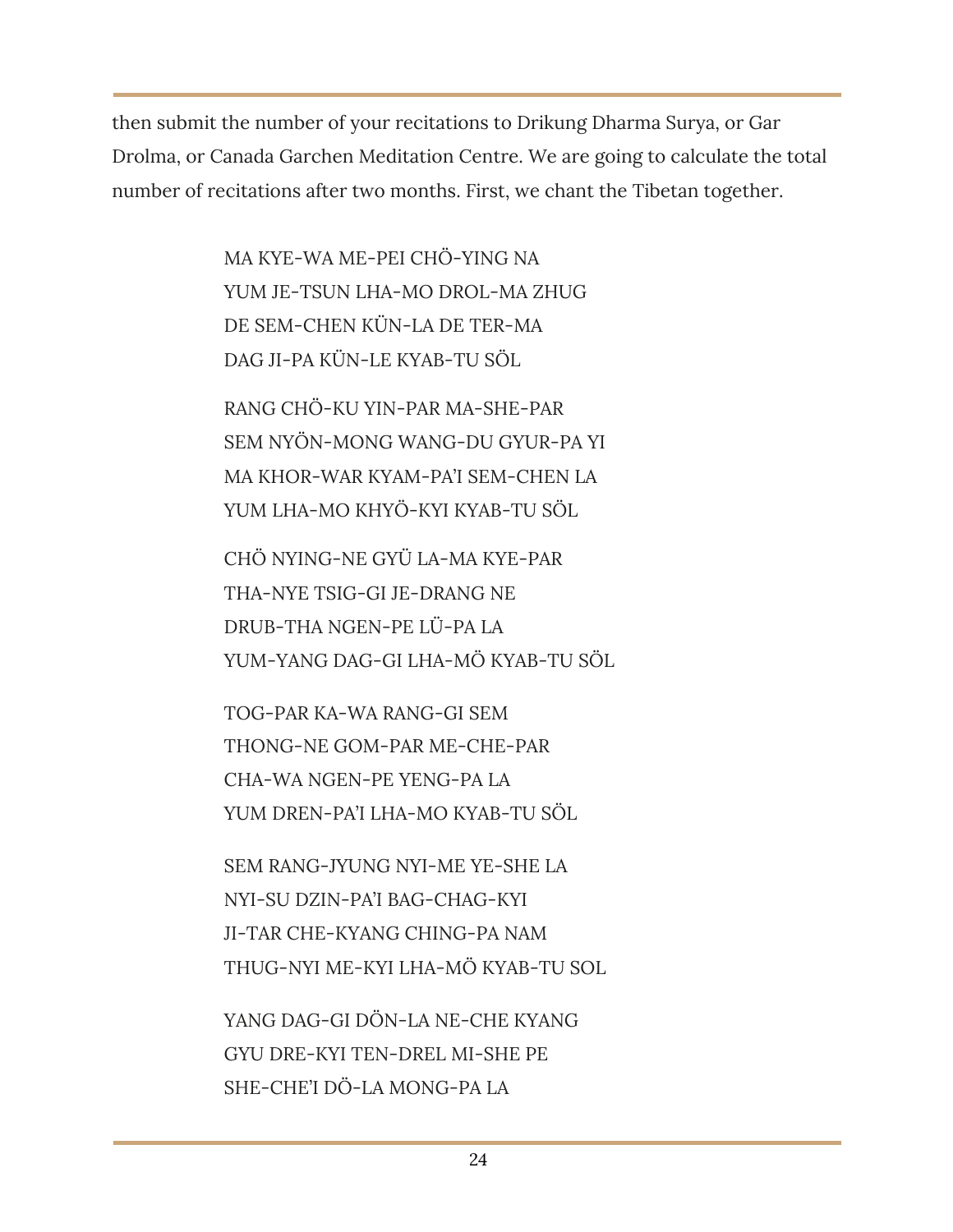then submit the number of your recitations to Drikung Dharma Surya, or Gar Drolma, or Canada Garchen Meditation Centre. We are going to calculate the total number of recitations after two months. First, we chant the Tibetan together.

MA KYE-WA ME-PEI CHÖ-YING NA  
YUM JE-TSUN LHA-MO DROL-MA ZHUG  
DE SEM-CHEN KÜN-LA DE TER-MA  
DAG JI-PA KÜN-LE KYAB-TU SÖL

RANG CHÖ-KU YIN-PAR MA-SHE-PAR  
SEM NYÖN-MONG WANG-DU GYUR-PA YI  
MA KHOR-WAR KYAM-PA'I SEM-CHEN LA  
YUM LHA-MO KHYÖ-KYI KYAB-TU SÖL

CHÖ NYING-NE GYÜ LA-MA KYE-PAR  
THA-NYE TSIG-GI JE-DRANG NE  
DRUB-THA NGEN-PE LÜ-PA LA  
YUM-YANG DAG-GI LHA-MÖ KYAB-TU SÖL

TOG-PAR KA-WA RANG-GI SEM  
THONG-NE GOM-PAR ME-CHE-PAR  
CHA-WA NGEN-PE YENG-PA LA  
YUM DREN-PA'I LHA-MO KYAB-TU SÖL

SEM RANG-JYUNG NYI-ME YE-SHE LA  
NYI-SU DZIN-PA'I BAG-CHAG-KYI  
JI-TAR CHE-KYANG CHING-PA NAM  
THUG-NYI ME-KYI LHA-MÖ KYAB-TU SOL

YANG DAG-GI DÖN-LA NE-CHE KYANG  
GYU DRE-KYI TEN-DREL MI-SHE PE  
SHE-CHE'I DÖ-LA MONG-PA LA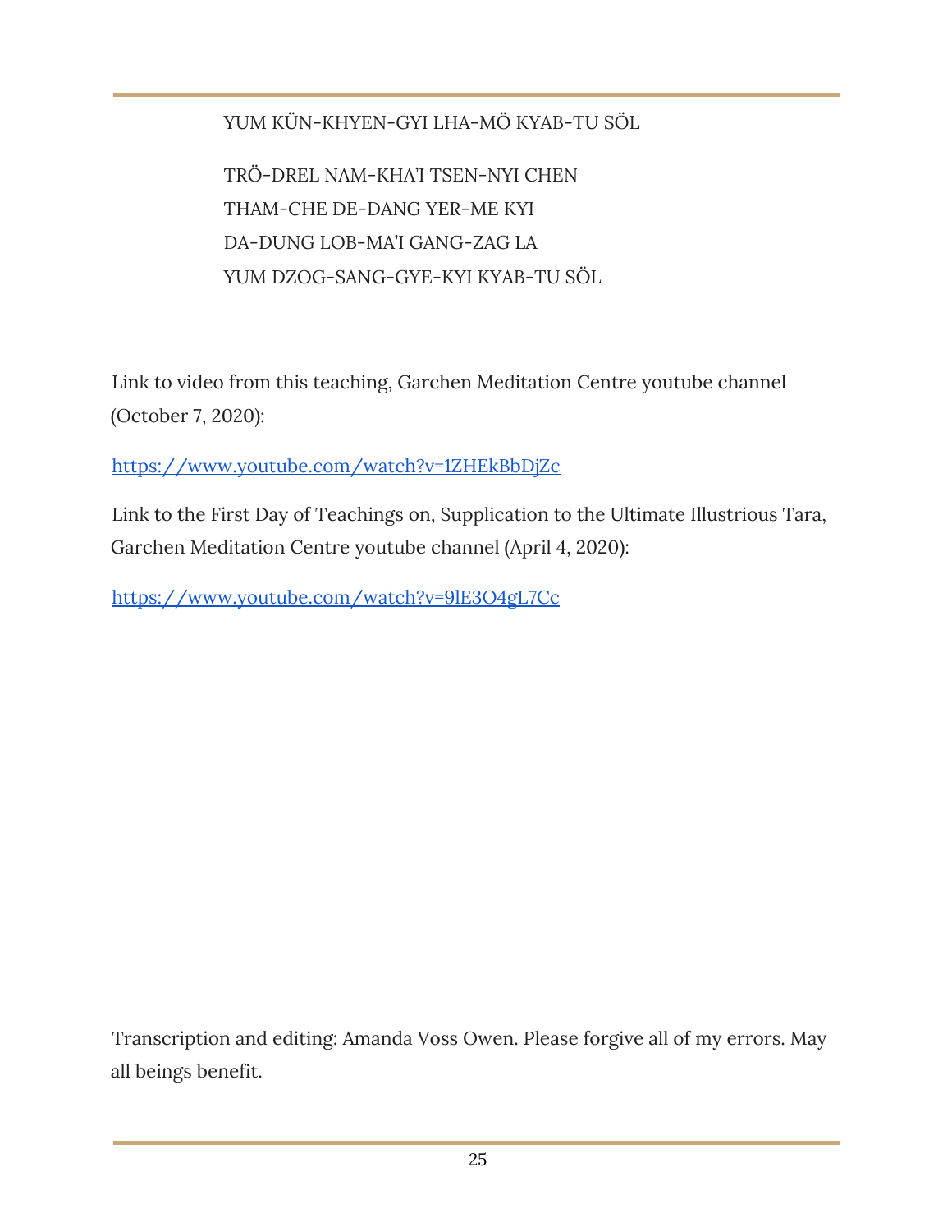YUM KÜN-KHYEN-GYI LHA-MÖ KYAB-TU SÖL

TRÖ-DREL NAM-KHA'I TSEN-NYI CHEN  
THAM-CHE DE-DANG YER-ME KYI  
DA-DUNG LOB-MA'I GANG-ZAG LA  
YUM DZOG-SANG-GYE-KYI KYAB-TU SÖL

Link to video from this teaching, Garchen Meditation Centre youtube channel (October 7, 2020):

https://www.youtube.com/watch?v=1ZHEkBbDjZc

Link to the First Day of Teachings on, Supplication to the Ultimate Illustrious Tara, Garchen Meditation Centre youtube channel (April 4, 2020):

https://www.youtube.com/watch?v=9lE3O4gL7Cc

Transcription and editing: Amanda Voss Owen. Please forgive all of my errors. May all beings benefit.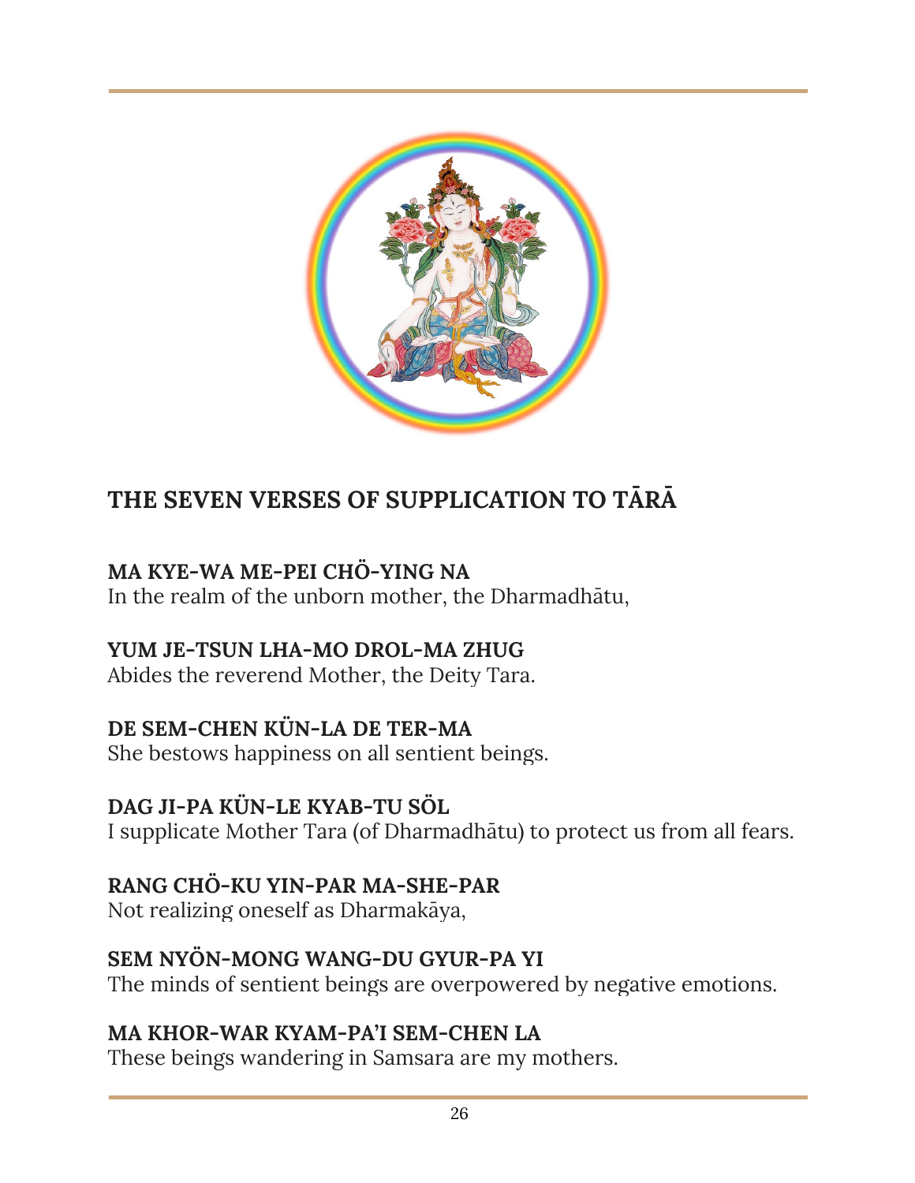## THE SEVEN VERSES OF SUPPLICATION TO TĀRĀ

**MA KYE-WA ME-PEI CHÖ-YING NA**
In the realm of the unborn mother, the Dharmadhātu,

**YUM JE-TSUN LHA-MO DROL-MA ZHUG**
Abides the reverend Mother, the Deity Tara.

**DE SEM-CHEN KÜN-LA DE TER-MA**
She bestows happiness on all sentient beings.

**DAG JI-PA KÜN-LE KYAB-TU SÖL**
I supplicate Mother Tara (of Dharmadhātu) to protect us from all fears.

**RANG CHÖ-KU YIN-PAR MA-SHE-PAR**
Not realizing oneself as Dharmakāya,

**SEM NYÖN-MONG WANG-DU GYUR-PA YI**
The minds of sentient beings are overpowered by negative emotions.

**MA KHOR-WAR KYAM-PA'I SEM-CHEN LA**
These beings wandering in Samsara are my mothers.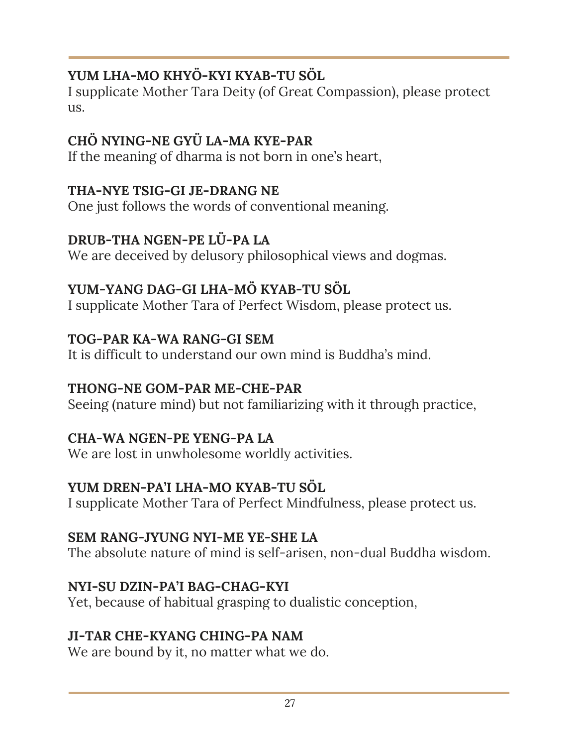**YUM LHA-MO KHYÖ-KYI KYAB-TU SÖL**
I supplicate Mother Tara Deity (of Great Compassion), please protect us.

**CHÖ NYING-NE GYÜ LA-MA KYE-PAR**
If the meaning of dharma is not born in one's heart,

**THA-NYE TSIG-GI JE-DRANG NE**
One just follows the words of conventional meaning.

**DRUB-THA NGEN-PE LÜ-PA LA**
We are deceived by delusory philosophical views and dogmas.

**YUM-YANG DAG-GI LHA-MÖ KYAB-TU SÖL**
I supplicate Mother Tara of Perfect Wisdom, please protect us.

**TOG-PAR KA-WA RANG-GI SEM**
It is difficult to understand our own mind is Buddha's mind.

**THONG-NE GOM-PAR ME-CHE-PAR**
Seeing (nature mind) but not familiarizing with it through practice,

**CHA-WA NGEN-PE YENG-PA LA**
We are lost in unwholesome worldly activities.

**YUM DREN-PA'I LHA-MO KYAB-TU SÖL**
I supplicate Mother Tara of Perfect Mindfulness, please protect us.

**SEM RANG-JYUNG NYI-ME YE-SHE LA**
The absolute nature of mind is self-arisen, non-dual Buddha wisdom.

**NYI-SU DZIN-PA'I BAG-CHAG-KYI**
Yet, because of habitual grasping to dualistic conception,

**JI-TAR CHE-KYANG CHING-PA NAM**
We are bound by it, no matter what we do.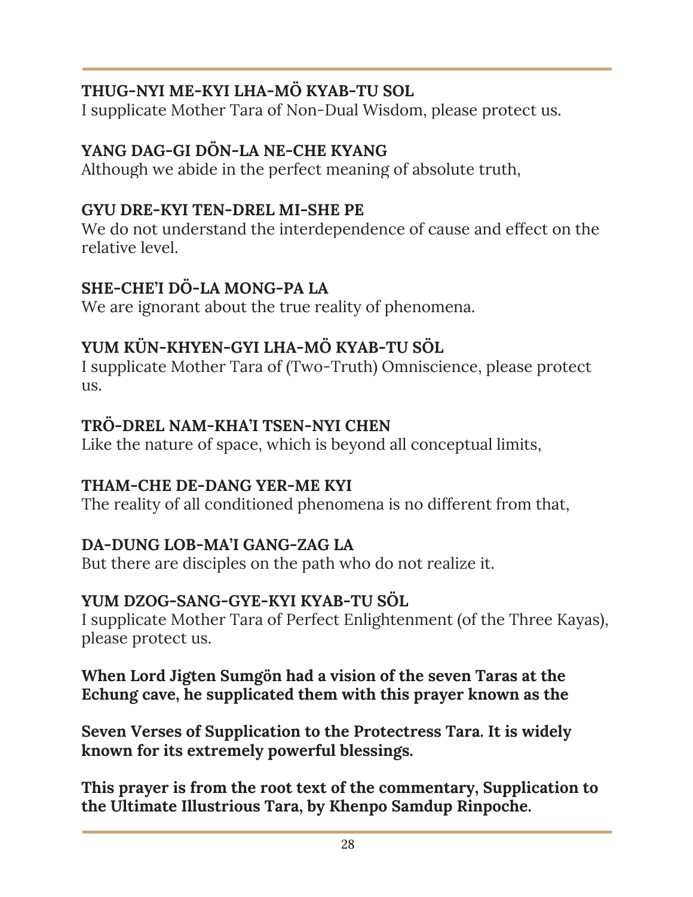**THUG-NYI ME-KYI LHA-MÖ KYAB-TU SOL**
I supplicate Mother Tara of Non-Dual Wisdom, please protect us.

**YANG DAG-GI DÖN-LA NE-CHE KYANG**
Although we abide in the perfect meaning of absolute truth,

**GYU DRE-KYI TEN-DREL MI-SHE PE**
We do not understand the interdependence of cause and effect on the relative level.

**SHE-CHE'I DÖ-LA MONG-PA LA**
We are ignorant about the true reality of phenomena.

**YUM KÜN-KHYEN-GYI LHA-MÖ KYAB-TU SÖL**
I supplicate Mother Tara of (Two-Truth) Omniscience, please protect us.

**TRÖ-DREL NAM-KHA'I TSEN-NYI CHEN**
Like the nature of space, which is beyond all conceptual limits,

**THAM-CHE DE-DANG YER-ME KYI**
The reality of all conditioned phenomena is no different from that,

**DA-DUNG LOB-MA'I GANG-ZAG LA**
But there are disciples on the path who do not realize it.

**YUM DZOG-SANG-GYE-KYI KYAB-TU SÖL**
I supplicate Mother Tara of Perfect Enlightenment (of the Three Kayas), please protect us.

**When Lord Jigten Sumgön had a vision of the seven Taras at the Echung cave, he supplicated them with this prayer known as the**

**Seven Verses of Supplication to the Protectress Tara. It is widely known for its extremely powerful blessings.**

**This prayer is from the root text of the commentary, Supplication to the Ultimate Illustrious Tara, by Khenpo Samdup Rinpoche.**